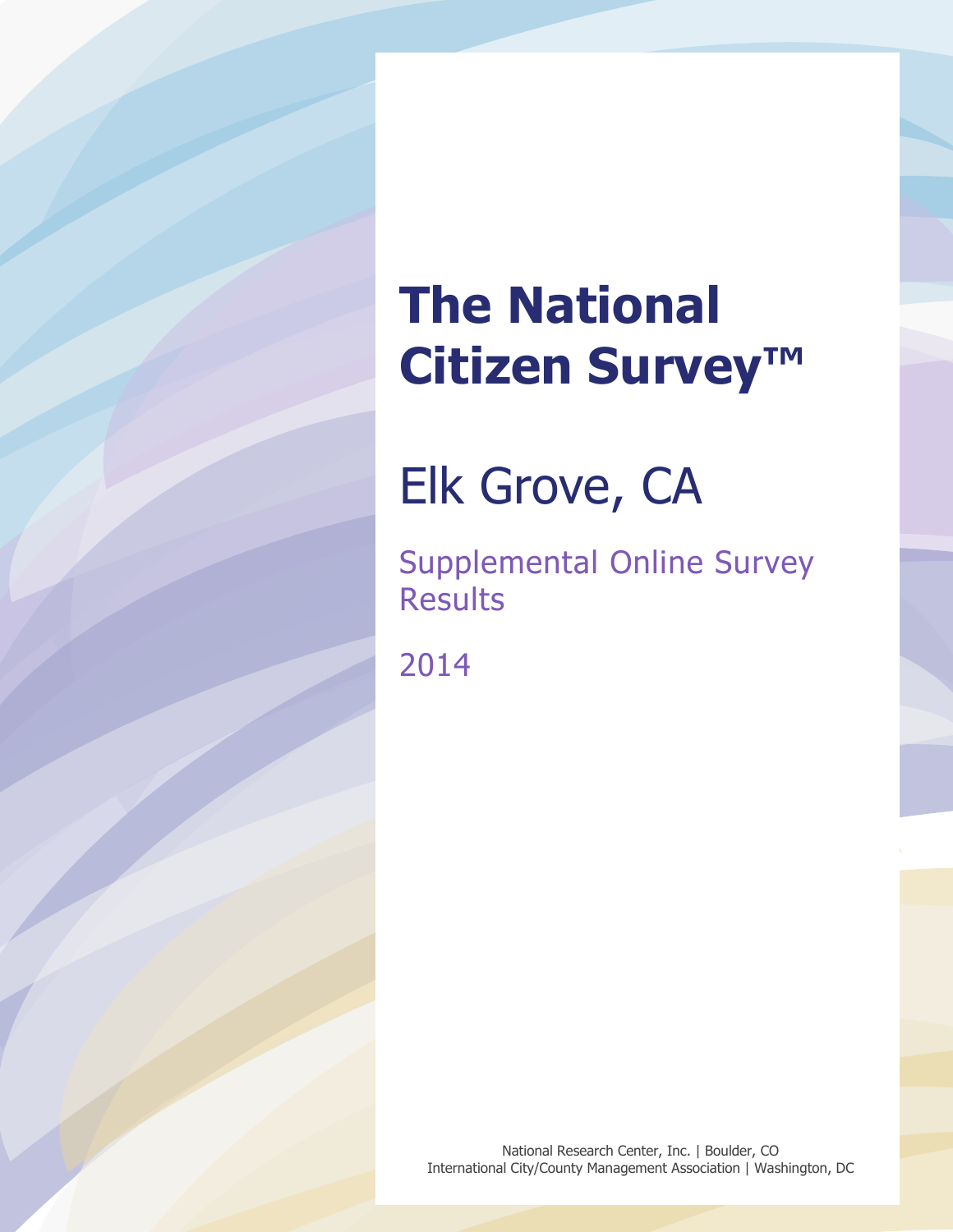# The National Citizen Survey™

## Elk Grove, CA

### Supplemental Online Survey Results

2014

National Research Center, Inc. | Boulder, CO
International City/County Management Association | Washington, DC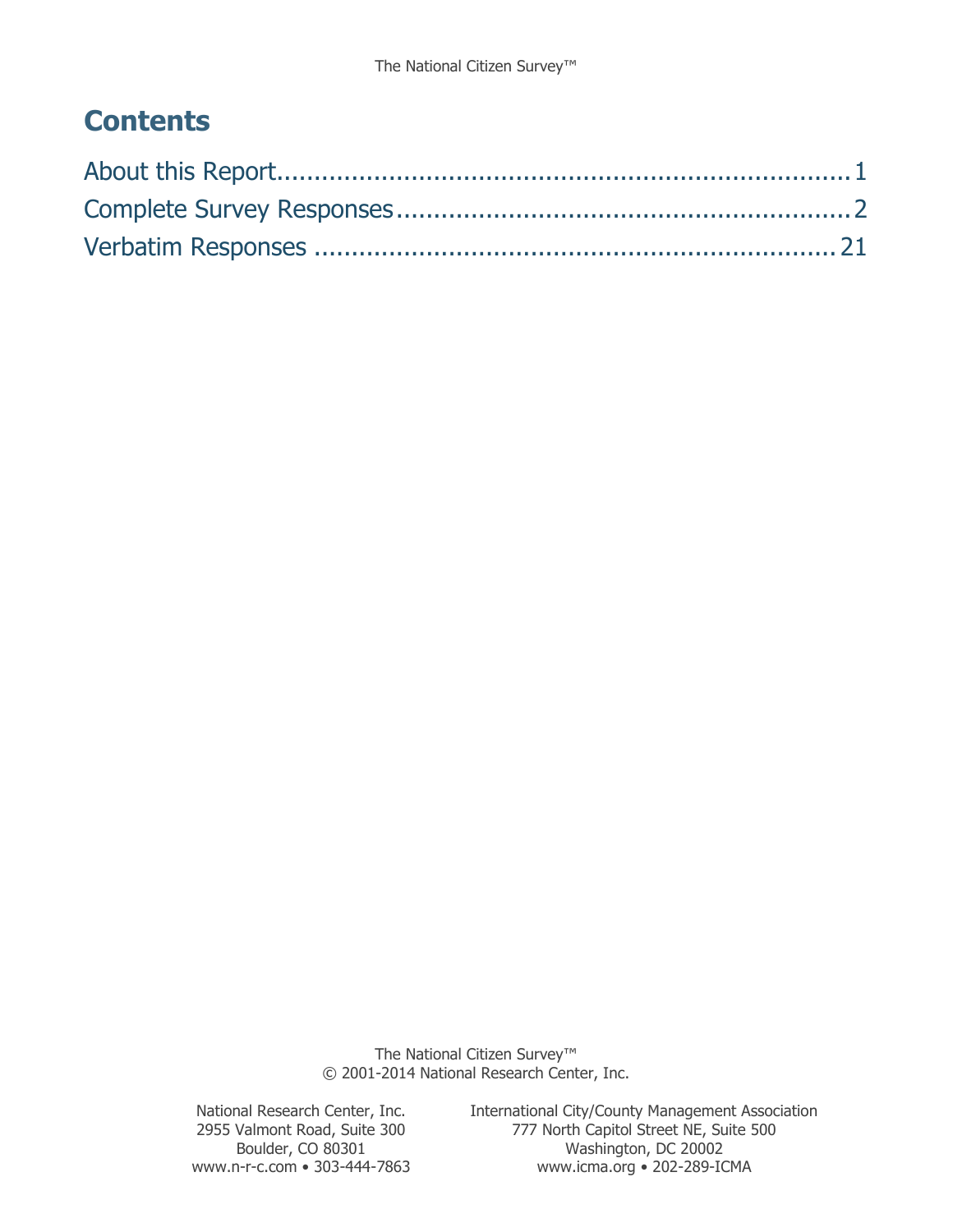# Contents

About this Report....................................................................1
Complete Survey Responses.........................................................2
Verbatim Responses ...............................................................21

The National Citizen Survey™
© 2001-2014 National Research Center, Inc.

National Research Center, Inc.
2955 Valmont Road, Suite 300
Boulder, CO 80301
www.n-r-c.com • 303-444-7863

International City/County Management Association
777 North Capitol Street NE, Suite 500
Washington, DC 20002
www.icma.org • 202-289-ICMA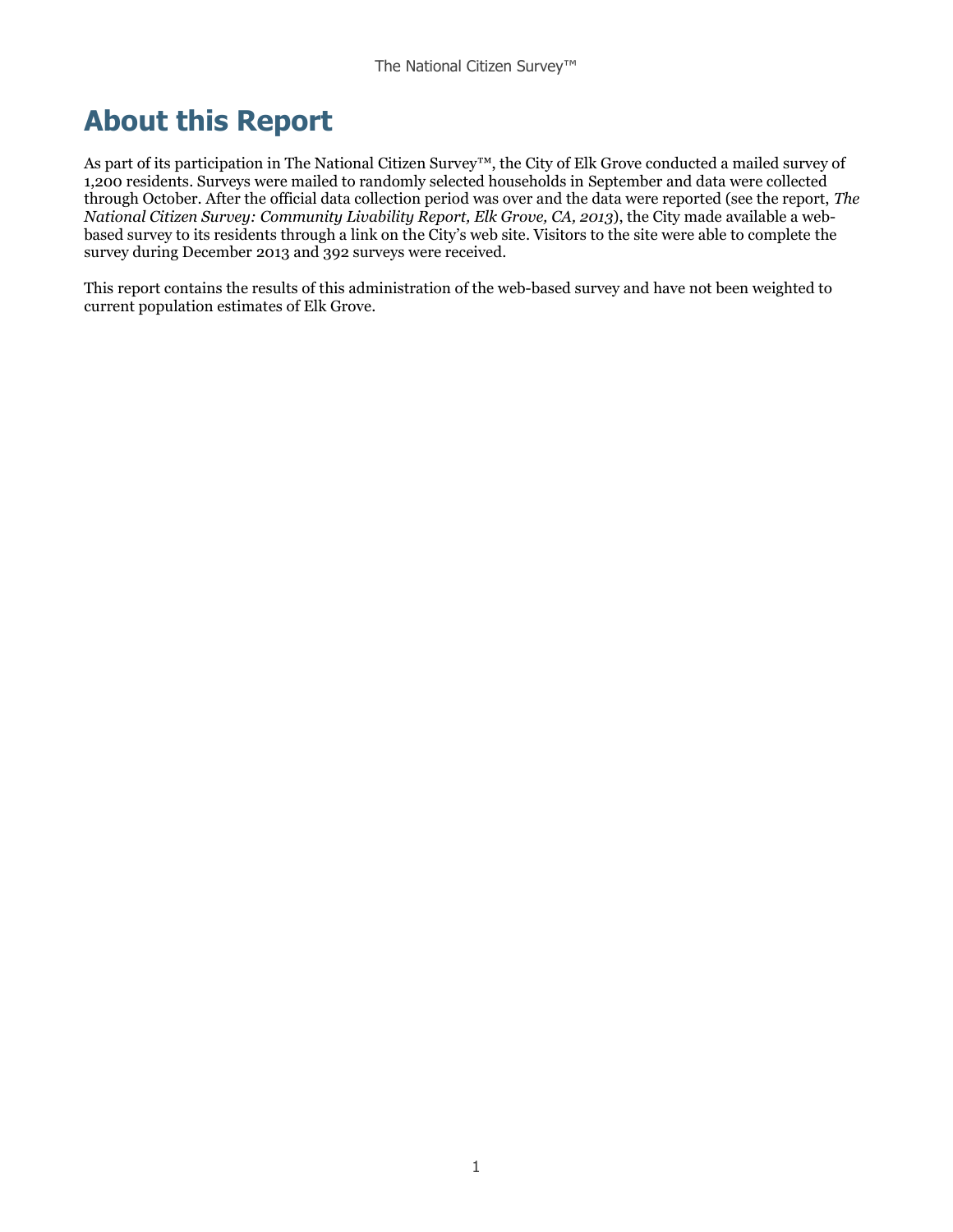# About this Report

As part of its participation in The National Citizen Survey™, the City of Elk Grove conducted a mailed survey of 1,200 residents. Surveys were mailed to randomly selected households in September and data were collected through October. After the official data collection period was over and the data were reported (see the report, *The National Citizen Survey: Community Livability Report, Elk Grove, CA, 2013*), the City made available a web-based survey to its residents through a link on the City's web site. Visitors to the site were able to complete the survey during December 2013 and 392 surveys were received.

This report contains the results of this administration of the web-based survey and have not been weighted to current population estimates of Elk Grove.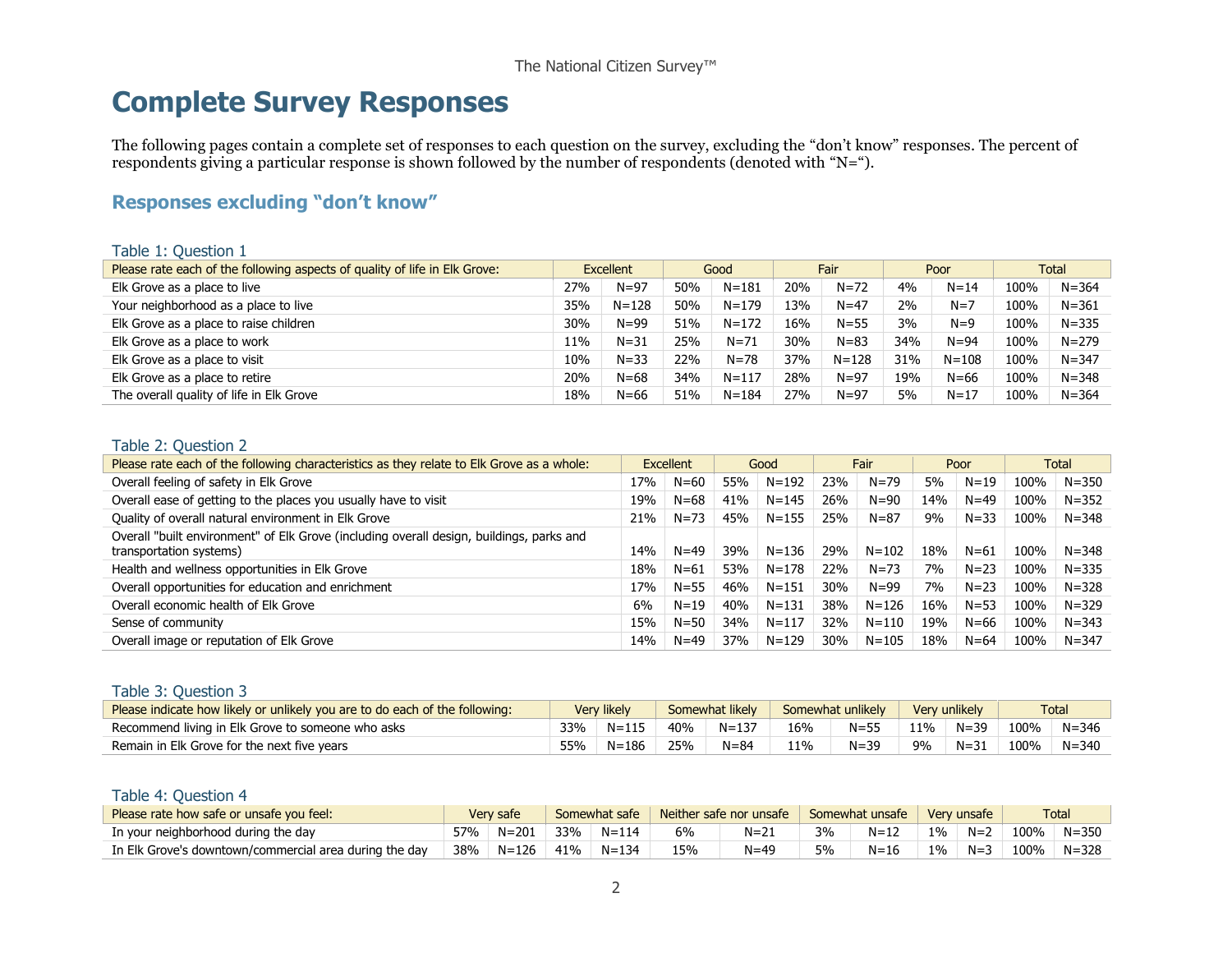# Complete Survey Responses

The following pages contain a complete set of responses to each question on the survey, excluding the "don't know" responses. The percent of respondents giving a particular response is shown followed by the number of respondents (denoted with "N=").

## Responses excluding "don't know"

Table 1: Question 1

| Please rate each of the following aspects of quality of life in Elk Grove: | Excellent | | Good | | Fair | | Poor | | Total | |
|---|---|---|---|---|---|---|---|---|---|---|
| Elk Grove as a place to live | 27% | N=97 | 50% | N=181 | 20% | N=72 | 4% | N=14 | 100% | N=364 |
| Your neighborhood as a place to live | 35% | N=128 | 50% | N=179 | 13% | N=47 | 2% | N=7 | 100% | N=361 |
| Elk Grove as a place to raise children | 30% | N=99 | 51% | N=172 | 16% | N=55 | 3% | N=9 | 100% | N=335 |
| Elk Grove as a place to work | 11% | N=31 | 25% | N=71 | 30% | N=83 | 34% | N=94 | 100% | N=279 |
| Elk Grove as a place to visit | 10% | N=33 | 22% | N=78 | 37% | N=128 | 31% | N=108 | 100% | N=347 |
| Elk Grove as a place to retire | 20% | N=68 | 34% | N=117 | 28% | N=97 | 19% | N=66 | 100% | N=348 |
| The overall quality of life in Elk Grove | 18% | N=66 | 51% | N=184 | 27% | N=97 | 5% | N=17 | 100% | N=364 |

Table 2: Question 2

| Please rate each of the following characteristics as they relate to Elk Grove as a whole: | Excellent | | Good | | Fair | | Poor | | Total | |
|---|---|---|---|---|---|---|---|---|---|---|
| Overall feeling of safety in Elk Grove | 17% | N=60 | 55% | N=192 | 23% | N=79 | 5% | N=19 | 100% | N=350 |
| Overall ease of getting to the places you usually have to visit | 19% | N=68 | 41% | N=145 | 26% | N=90 | 14% | N=49 | 100% | N=352 |
| Quality of overall natural environment in Elk Grove | 21% | N=73 | 45% | N=155 | 25% | N=87 | 9% | N=33 | 100% | N=348 |
| Overall "built environment" of Elk Grove (including overall design, buildings, parks and transportation systems) | 14% | N=49 | 39% | N=136 | 29% | N=102 | 18% | N=61 | 100% | N=348 |
| Health and wellness opportunities in Elk Grove | 18% | N=61 | 53% | N=178 | 22% | N=73 | 7% | N=23 | 100% | N=335 |
| Overall opportunities for education and enrichment | 17% | N=55 | 46% | N=151 | 30% | N=99 | 7% | N=23 | 100% | N=328 |
| Overall economic health of Elk Grove | 6% | N=19 | 40% | N=131 | 38% | N=126 | 16% | N=53 | 100% | N=329 |
| Sense of community | 15% | N=50 | 34% | N=117 | 32% | N=110 | 19% | N=66 | 100% | N=343 |
| Overall image or reputation of Elk Grove | 14% | N=49 | 37% | N=129 | 30% | N=105 | 18% | N=64 | 100% | N=347 |

Table 3: Question 3

| Please indicate how likely or unlikely you are to do each of the following: | Very likely | | Somewhat likely | | Somewhat unlikely | | Very unlikely | | Total | |
|---|---|---|---|---|---|---|---|---|---|---|
| Recommend living in Elk Grove to someone who asks | 33% | N=115 | 40% | N=137 | 16% | N=55 | 11% | N=39 | 100% | N=346 |
| Remain in Elk Grove for the next five years | 55% | N=186 | 25% | N=84 | 11% | N=39 | 9% | N=31 | 100% | N=340 |

Table 4: Question 4

| Please rate how safe or unsafe you feel: | Very safe | | Somewhat safe | | Neither safe nor unsafe | | Somewhat unsafe | | Very unsafe | | Total | |
|---|---|---|---|---|---|---|---|---|---|---|---|---|
| In your neighborhood during the day | 57% | N=201 | 33% | N=114 | 6% | N=21 | 3% | N=12 | 1% | N=2 | 100% | N=350 |
| In Elk Grove's downtown/commercial area during the day | 38% | N=126 | 41% | N=134 | 15% | N=49 | 5% | N=16 | 1% | N=3 | 100% | N=328 |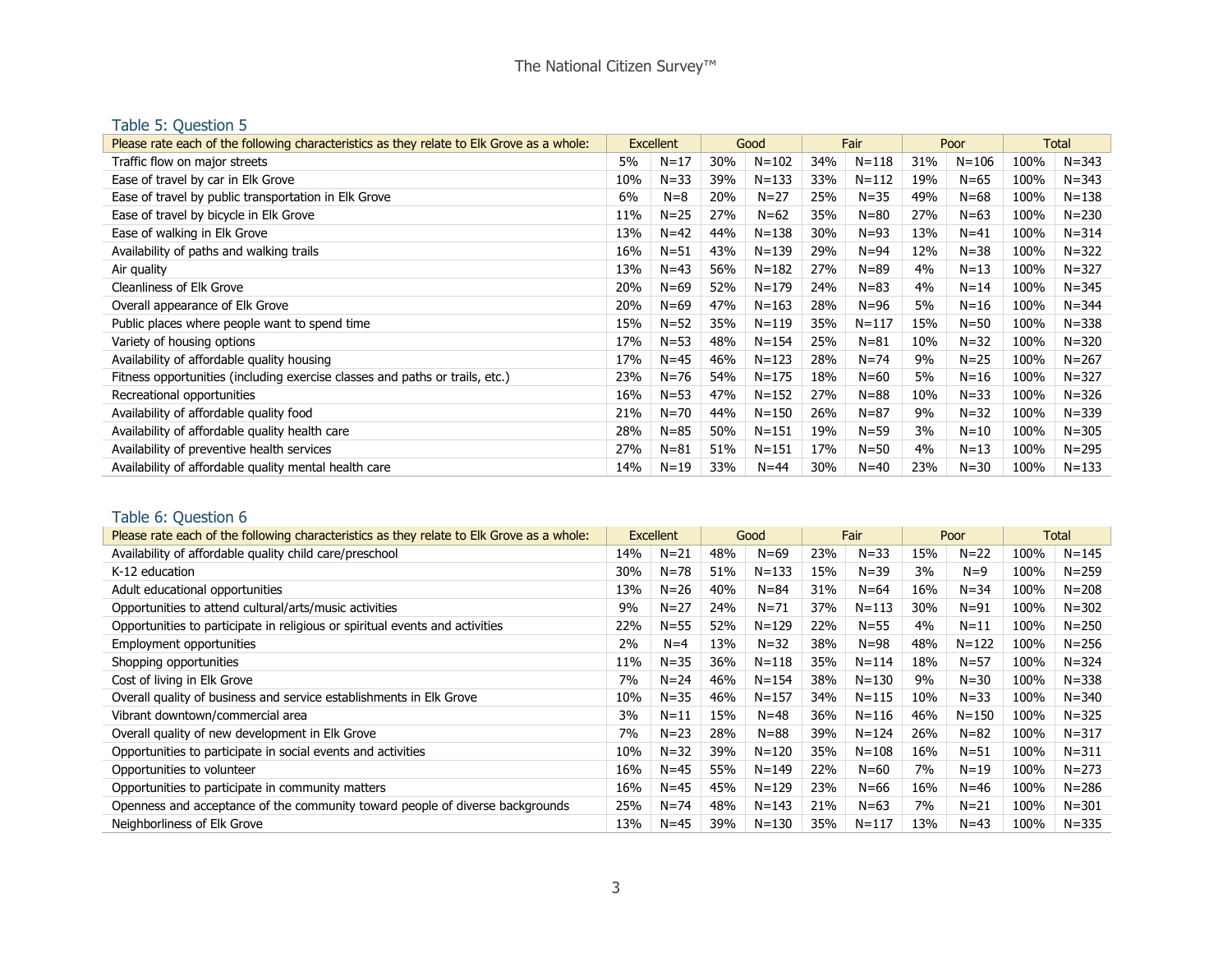## Table 5: Question 5

| Please rate each of the following characteristics as they relate to Elk Grove as a whole: | Excellent | | Good | | Fair | | Poor | | Total | |
|---|---|---|---|---|---|---|---|---|---|---|
| Traffic flow on major streets | 5% | N=17 | 30% | N=102 | 34% | N=118 | 31% | N=106 | 100% | N=343 |
| Ease of travel by car in Elk Grove | 10% | N=33 | 39% | N=133 | 33% | N=112 | 19% | N=65 | 100% | N=343 |
| Ease of travel by public transportation in Elk Grove | 6% | N=8 | 20% | N=27 | 25% | N=35 | 49% | N=68 | 100% | N=138 |
| Ease of travel by bicycle in Elk Grove | 11% | N=25 | 27% | N=62 | 35% | N=80 | 27% | N=63 | 100% | N=230 |
| Ease of walking in Elk Grove | 13% | N=42 | 44% | N=138 | 30% | N=93 | 13% | N=41 | 100% | N=314 |
| Availability of paths and walking trails | 16% | N=51 | 43% | N=139 | 29% | N=94 | 12% | N=38 | 100% | N=322 |
| Air quality | 13% | N=43 | 56% | N=182 | 27% | N=89 | 4% | N=13 | 100% | N=327 |
| Cleanliness of Elk Grove | 20% | N=69 | 52% | N=179 | 24% | N=83 | 4% | N=14 | 100% | N=345 |
| Overall appearance of Elk Grove | 20% | N=69 | 47% | N=163 | 28% | N=96 | 5% | N=16 | 100% | N=344 |
| Public places where people want to spend time | 15% | N=52 | 35% | N=119 | 35% | N=117 | 15% | N=50 | 100% | N=338 |
| Variety of housing options | 17% | N=53 | 48% | N=154 | 25% | N=81 | 10% | N=32 | 100% | N=320 |
| Availability of affordable quality housing | 17% | N=45 | 46% | N=123 | 28% | N=74 | 9% | N=25 | 100% | N=267 |
| Fitness opportunities (including exercise classes and paths or trails, etc.) | 23% | N=76 | 54% | N=175 | 18% | N=60 | 5% | N=16 | 100% | N=327 |
| Recreational opportunities | 16% | N=53 | 47% | N=152 | 27% | N=88 | 10% | N=33 | 100% | N=326 |
| Availability of affordable quality food | 21% | N=70 | 44% | N=150 | 26% | N=87 | 9% | N=32 | 100% | N=339 |
| Availability of affordable quality health care | 28% | N=85 | 50% | N=151 | 19% | N=59 | 3% | N=10 | 100% | N=305 |
| Availability of preventive health services | 27% | N=81 | 51% | N=151 | 17% | N=50 | 4% | N=13 | 100% | N=295 |
| Availability of affordable quality mental health care | 14% | N=19 | 33% | N=44 | 30% | N=40 | 23% | N=30 | 100% | N=133 |

## Table 6: Question 6

| Please rate each of the following characteristics as they relate to Elk Grove as a whole: | Excellent | | Good | | Fair | | Poor | | Total | |
|---|---|---|---|---|---|---|---|---|---|---|
| Availability of affordable quality child care/preschool | 14% | N=21 | 48% | N=69 | 23% | N=33 | 15% | N=22 | 100% | N=145 |
| K-12 education | 30% | N=78 | 51% | N=133 | 15% | N=39 | 3% | N=9 | 100% | N=259 |
| Adult educational opportunities | 13% | N=26 | 40% | N=84 | 31% | N=64 | 16% | N=34 | 100% | N=208 |
| Opportunities to attend cultural/arts/music activities | 9% | N=27 | 24% | N=71 | 37% | N=113 | 30% | N=91 | 100% | N=302 |
| Opportunities to participate in religious or spiritual events and activities | 22% | N=55 | 52% | N=129 | 22% | N=55 | 4% | N=11 | 100% | N=250 |
| Employment opportunities | 2% | N=4 | 13% | N=32 | 38% | N=98 | 48% | N=122 | 100% | N=256 |
| Shopping opportunities | 11% | N=35 | 36% | N=118 | 35% | N=114 | 18% | N=57 | 100% | N=324 |
| Cost of living in Elk Grove | 7% | N=24 | 46% | N=154 | 38% | N=130 | 9% | N=30 | 100% | N=338 |
| Overall quality of business and service establishments in Elk Grove | 10% | N=35 | 46% | N=157 | 34% | N=115 | 10% | N=33 | 100% | N=340 |
| Vibrant downtown/commercial area | 3% | N=11 | 15% | N=48 | 36% | N=116 | 46% | N=150 | 100% | N=325 |
| Overall quality of new development in Elk Grove | 7% | N=23 | 28% | N=88 | 39% | N=124 | 26% | N=82 | 100% | N=317 |
| Opportunities to participate in social events and activities | 10% | N=32 | 39% | N=120 | 35% | N=108 | 16% | N=51 | 100% | N=311 |
| Opportunities to volunteer | 16% | N=45 | 55% | N=149 | 22% | N=60 | 7% | N=19 | 100% | N=273 |
| Opportunities to participate in community matters | 16% | N=45 | 45% | N=129 | 23% | N=66 | 16% | N=46 | 100% | N=286 |
| Openness and acceptance of the community toward people of diverse backgrounds | 25% | N=74 | 48% | N=143 | 21% | N=63 | 7% | N=21 | 100% | N=301 |
| Neighborliness of Elk Grove | 13% | N=45 | 39% | N=130 | 35% | N=117 | 13% | N=43 | 100% | N=335 |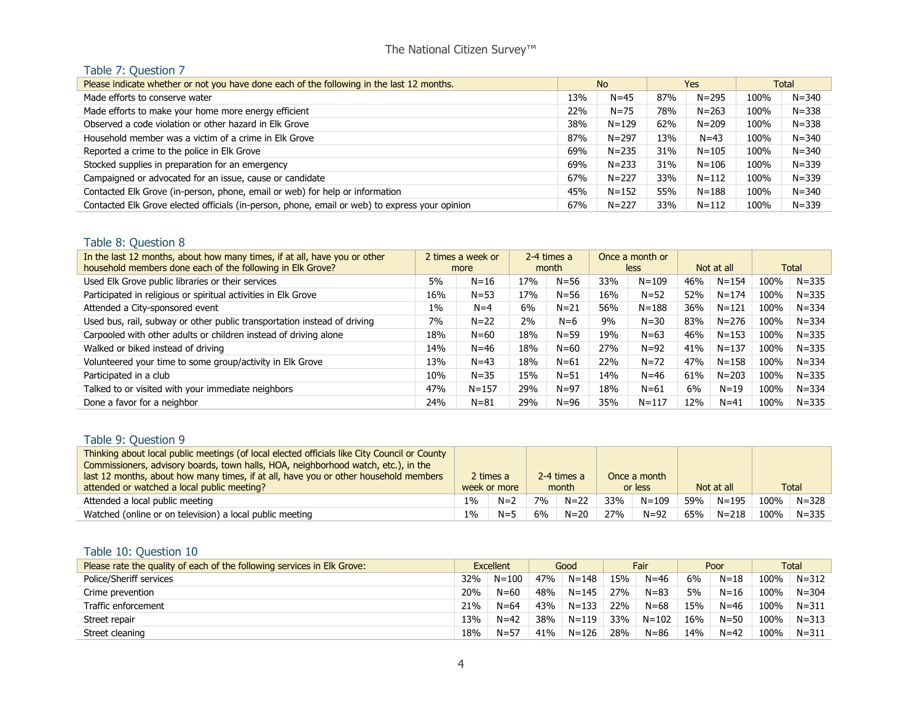## Table 7: Question 7

| Please indicate whether or not you have done each of the following in the last 12 months. | No | | Yes | | Total | |
|---|---|---|---|---|---|---|
| Made efforts to conserve water | 13% | N=45 | 87% | N=295 | 100% | N=340 |
| Made efforts to make your home more energy efficient | 22% | N=75 | 78% | N=263 | 100% | N=338 |
| Observed a code violation or other hazard in Elk Grove | 38% | N=129 | 62% | N=209 | 100% | N=338 |
| Household member was a victim of a crime in Elk Grove | 87% | N=297 | 13% | N=43 | 100% | N=340 |
| Reported a crime to the police in Elk Grove | 69% | N=235 | 31% | N=105 | 100% | N=340 |
| Stocked supplies in preparation for an emergency | 69% | N=233 | 31% | N=106 | 100% | N=339 |
| Campaigned or advocated for an issue, cause or candidate | 67% | N=227 | 33% | N=112 | 100% | N=339 |
| Contacted Elk Grove (in-person, phone, email or web) for help or information | 45% | N=152 | 55% | N=188 | 100% | N=340 |
| Contacted Elk Grove elected officials (in-person, phone, email or web) to express your opinion | 67% | N=227 | 33% | N=112 | 100% | N=339 |

## Table 8: Question 8

| In the last 12 months, about how many times, if at all, have you or other household members done each of the following in Elk Grove? | 2 times a week or more | | 2-4 times a month | | Once a month or less | | Not at all | | Total | |
|---|---|---|---|---|---|---|---|---|---|---|
| Used Elk Grove public libraries or their services | 5% | N=16 | 17% | N=56 | 33% | N=109 | 46% | N=154 | 100% | N=335 |
| Participated in religious or spiritual activities in Elk Grove | 16% | N=53 | 17% | N=56 | 16% | N=52 | 52% | N=174 | 100% | N=335 |
| Attended a City-sponsored event | 1% | N=4 | 6% | N=21 | 56% | N=188 | 36% | N=121 | 100% | N=334 |
| Used bus, rail, subway or other public transportation instead of driving | 7% | N=22 | 2% | N=6 | 9% | N=30 | 83% | N=276 | 100% | N=334 |
| Carpooled with other adults or children instead of driving alone | 18% | N=60 | 18% | N=59 | 19% | N=63 | 46% | N=153 | 100% | N=335 |
| Walked or biked instead of driving | 14% | N=46 | 18% | N=60 | 27% | N=92 | 41% | N=137 | 100% | N=335 |
| Volunteered your time to some group/activity in Elk Grove | 13% | N=43 | 18% | N=61 | 22% | N=72 | 47% | N=158 | 100% | N=334 |
| Participated in a club | 10% | N=35 | 15% | N=51 | 14% | N=46 | 61% | N=203 | 100% | N=335 |
| Talked to or visited with your immediate neighbors | 47% | N=157 | 29% | N=97 | 18% | N=61 | 6% | N=19 | 100% | N=334 |
| Done a favor for a neighbor | 24% | N=81 | 29% | N=96 | 35% | N=117 | 12% | N=41 | 100% | N=335 |

## Table 9: Question 9

| Thinking about local public meetings (of local elected officials like City Council or County Commissioners, advisory boards, town halls, HOA, neighborhood watch, etc.), in the last 12 months, about how many times, if at all, have you or other household members attended or watched a local public meeting? | 2 times a week or more | | 2-4 times a month | | Once a month or less | | Not at all | | Total | |
|---|---|---|---|---|---|---|---|---|---|---|
| Attended a local public meeting | 1% | N=2 | 7% | N=22 | 33% | N=109 | 59% | N=195 | 100% | N=328 |
| Watched (online or on television) a local public meeting | 1% | N=5 | 6% | N=20 | 27% | N=92 | 65% | N=218 | 100% | N=335 |

## Table 10: Question 10

| Please rate the quality of each of the following services in Elk Grove: | Excellent | | Good | | Fair | | Poor | | Total | |
|---|---|---|---|---|---|---|---|---|---|---|
| Police/Sheriff services | 32% | N=100 | 47% | N=148 | 15% | N=46 | 6% | N=18 | 100% | N=312 |
| Crime prevention | 20% | N=60 | 48% | N=145 | 27% | N=83 | 5% | N=16 | 100% | N=304 |
| Traffic enforcement | 21% | N=64 | 43% | N=133 | 22% | N=68 | 15% | N=46 | 100% | N=311 |
| Street repair | 13% | N=42 | 38% | N=119 | 33% | N=102 | 16% | N=50 | 100% | N=313 |
| Street cleaning | 18% | N=57 | 41% | N=126 | 28% | N=86 | 14% | N=42 | 100% | N=311 |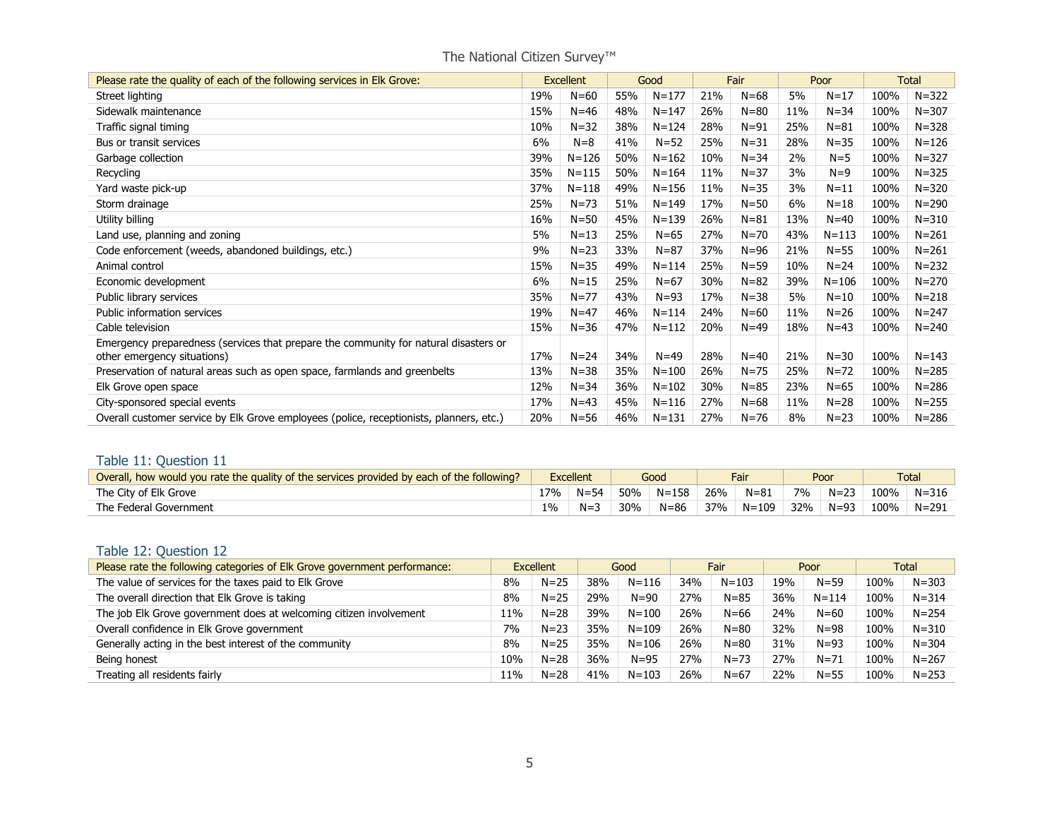| Please rate the quality of each of the following services in Elk Grove: | Excellent | | Good | | Fair | | Poor | | Total | |
|---|---|---|---|---|---|---|---|---|---|---|
| Street lighting | 19% | N=60 | 55% | N=177 | 21% | N=68 | 5% | N=17 | 100% | N=322 |
| Sidewalk maintenance | 15% | N=46 | 48% | N=147 | 26% | N=80 | 11% | N=34 | 100% | N=307 |
| Traffic signal timing | 10% | N=32 | 38% | N=124 | 28% | N=91 | 25% | N=81 | 100% | N=328 |
| Bus or transit services | 6% | N=8 | 41% | N=52 | 25% | N=31 | 28% | N=35 | 100% | N=126 |
| Garbage collection | 39% | N=126 | 50% | N=162 | 10% | N=34 | 2% | N=5 | 100% | N=327 |
| Recycling | 35% | N=115 | 50% | N=164 | 11% | N=37 | 3% | N=9 | 100% | N=325 |
| Yard waste pick-up | 37% | N=118 | 49% | N=156 | 11% | N=35 | 3% | N=11 | 100% | N=320 |
| Storm drainage | 25% | N=73 | 51% | N=149 | 17% | N=50 | 6% | N=18 | 100% | N=290 |
| Utility billing | 16% | N=50 | 45% | N=139 | 26% | N=81 | 13% | N=40 | 100% | N=310 |
| Land use, planning and zoning | 5% | N=13 | 25% | N=65 | 27% | N=70 | 43% | N=113 | 100% | N=261 |
| Code enforcement (weeds, abandoned buildings, etc.) | 9% | N=23 | 33% | N=87 | 37% | N=96 | 21% | N=55 | 100% | N=261 |
| Animal control | 15% | N=35 | 49% | N=114 | 25% | N=59 | 10% | N=24 | 100% | N=232 |
| Economic development | 6% | N=15 | 25% | N=67 | 30% | N=82 | 39% | N=106 | 100% | N=270 |
| Public library services | 35% | N=77 | 43% | N=93 | 17% | N=38 | 5% | N=10 | 100% | N=218 |
| Public information services | 19% | N=47 | 46% | N=114 | 24% | N=60 | 11% | N=26 | 100% | N=247 |
| Cable television | 15% | N=36 | 47% | N=112 | 20% | N=49 | 18% | N=43 | 100% | N=240 |
| Emergency preparedness (services that prepare the community for natural disasters or other emergency situations) | 17% | N=24 | 34% | N=49 | 28% | N=40 | 21% | N=30 | 100% | N=143 |
| Preservation of natural areas such as open space, farmlands and greenbelts | 13% | N=38 | 35% | N=100 | 26% | N=75 | 25% | N=72 | 100% | N=285 |
| Elk Grove open space | 12% | N=34 | 36% | N=102 | 30% | N=85 | 23% | N=65 | 100% | N=286 |
| City-sponsored special events | 17% | N=43 | 45% | N=116 | 27% | N=68 | 11% | N=28 | 100% | N=255 |
| Overall customer service by Elk Grove employees (police, receptionists, planners, etc.) | 20% | N=56 | 46% | N=131 | 27% | N=76 | 8% | N=23 | 100% | N=286 |

## Table 11: Question 11

| Overall, how would you rate the quality of the services provided by each of the following? | Excellent | | Good | | Fair | | Poor | | Total | |
|---|---|---|---|---|---|---|---|---|---|---|
| The City of Elk Grove | 17% | N=54 | 50% | N=158 | 26% | N=81 | 7% | N=23 | 100% | N=316 |
| The Federal Government | 1% | N=3 | 30% | N=86 | 37% | N=109 | 32% | N=93 | 100% | N=291 |

## Table 12: Question 12

| Please rate the following categories of Elk Grove government performance: | Excellent | | Good | | Fair | | Poor | | Total | |
|---|---|---|---|---|---|---|---|---|---|---|
| The value of services for the taxes paid to Elk Grove | 8% | N=25 | 38% | N=116 | 34% | N=103 | 19% | N=59 | 100% | N=303 |
| The overall direction that Elk Grove is taking | 8% | N=25 | 29% | N=90 | 27% | N=85 | 36% | N=114 | 100% | N=314 |
| The job Elk Grove government does at welcoming citizen involvement | 11% | N=28 | 39% | N=100 | 26% | N=66 | 24% | N=60 | 100% | N=254 |
| Overall confidence in Elk Grove government | 7% | N=23 | 35% | N=109 | 26% | N=80 | 32% | N=98 | 100% | N=310 |
| Generally acting in the best interest of the community | 8% | N=25 | 35% | N=106 | 26% | N=80 | 31% | N=93 | 100% | N=304 |
| Being honest | 10% | N=28 | 36% | N=95 | 27% | N=73 | 27% | N=71 | 100% | N=267 |
| Treating all residents fairly | 11% | N=28 | 41% | N=103 | 26% | N=67 | 22% | N=55 | 100% | N=253 |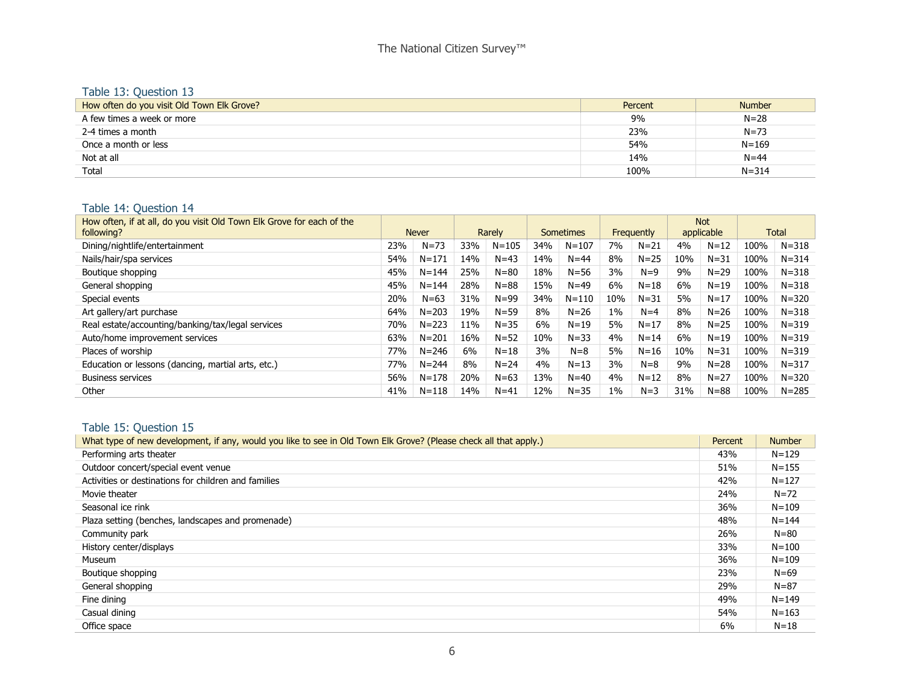### Table 13: Question 13

| How often do you visit Old Town Elk Grove? | Percent | Number |
|---|---|---|
| A few times a week or more | 9% | N=28 |
| 2-4 times a month | 23% | N=73 |
| Once a month or less | 54% | N=169 |
| Not at all | 14% | N=44 |
| Total | 100% | N=314 |

### Table 14: Question 14

| How often, if at all, do you visit Old Town Elk Grove for each of the following? | Never | | Rarely | | Sometimes | | Frequently | | Not applicable | | Total | |
|---|---|---|---|---|---|---|---|---|---|---|---|---|
| Dining/nightlife/entertainment | 23% | N=73 | 33% | N=105 | 34% | N=107 | 7% | N=21 | 4% | N=12 | 100% | N=318 |
| Nails/hair/spa services | 54% | N=171 | 14% | N=43 | 14% | N=44 | 8% | N=25 | 10% | N=31 | 100% | N=314 |
| Boutique shopping | 45% | N=144 | 25% | N=80 | 18% | N=56 | 3% | N=9 | 9% | N=29 | 100% | N=318 |
| General shopping | 45% | N=144 | 28% | N=88 | 15% | N=49 | 6% | N=18 | 6% | N=19 | 100% | N=318 |
| Special events | 20% | N=63 | 31% | N=99 | 34% | N=110 | 10% | N=31 | 5% | N=17 | 100% | N=320 |
| Art gallery/art purchase | 64% | N=203 | 19% | N=59 | 8% | N=26 | 1% | N=4 | 8% | N=26 | 100% | N=318 |
| Real estate/accounting/banking/tax/legal services | 70% | N=223 | 11% | N=35 | 6% | N=19 | 5% | N=17 | 8% | N=25 | 100% | N=319 |
| Auto/home improvement services | 63% | N=201 | 16% | N=52 | 10% | N=33 | 4% | N=14 | 6% | N=19 | 100% | N=319 |
| Places of worship | 77% | N=246 | 6% | N=18 | 3% | N=8 | 5% | N=16 | 10% | N=31 | 100% | N=319 |
| Education or lessons (dancing, martial arts, etc.) | 77% | N=244 | 8% | N=24 | 4% | N=13 | 3% | N=8 | 9% | N=28 | 100% | N=317 |
| Business services | 56% | N=178 | 20% | N=63 | 13% | N=40 | 4% | N=12 | 8% | N=27 | 100% | N=320 |
| Other | 41% | N=118 | 14% | N=41 | 12% | N=35 | 1% | N=3 | 31% | N=88 | 100% | N=285 |

### Table 15: Question 15

| What type of new development, if any, would you like to see in Old Town Elk Grove? (Please check all that apply.) | Percent | Number |
|---|---|---|
| Performing arts theater | 43% | N=129 |
| Outdoor concert/special event venue | 51% | N=155 |
| Activities or destinations for children and families | 42% | N=127 |
| Movie theater | 24% | N=72 |
| Seasonal ice rink | 36% | N=109 |
| Plaza setting (benches, landscapes and promenade) | 48% | N=144 |
| Community park | 26% | N=80 |
| History center/displays | 33% | N=100 |
| Museum | 36% | N=109 |
| Boutique shopping | 23% | N=69 |
| General shopping | 29% | N=87 |
| Fine dining | 49% | N=149 |
| Casual dining | 54% | N=163 |
| Office space | 6% | N=18 |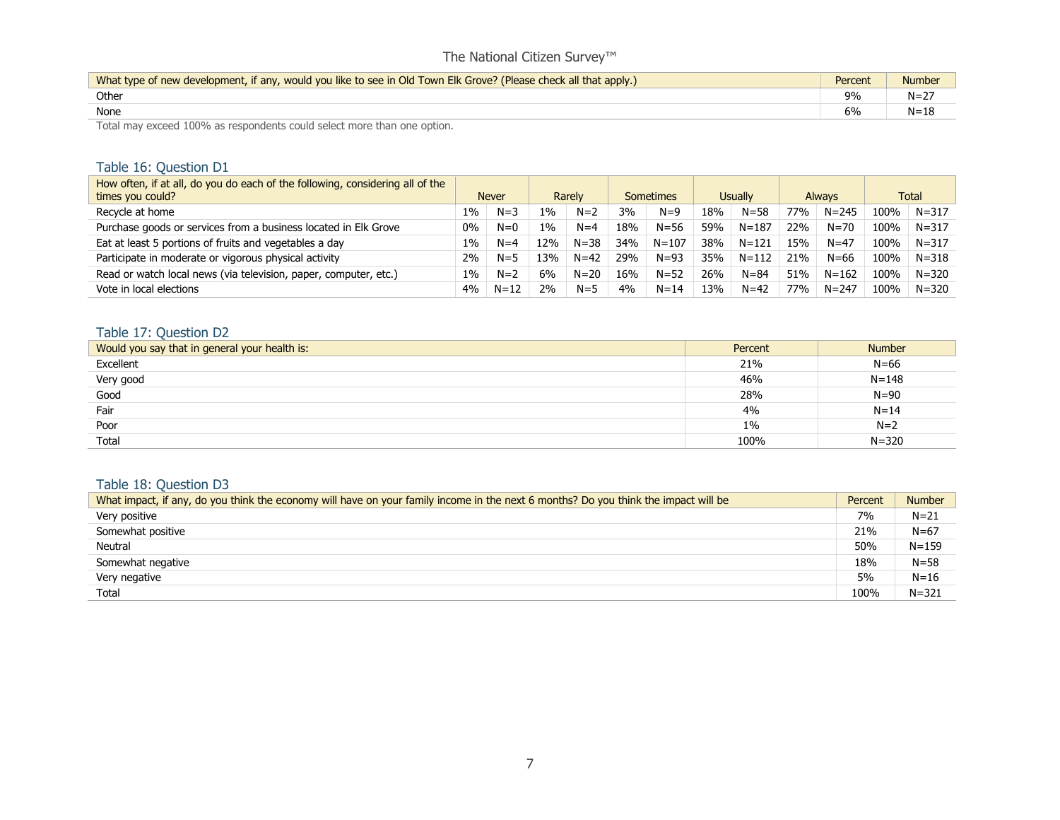| What type of new development, if any, would you like to see in Old Town Elk Grove? (Please check all that apply.) | Percent | Number |
| --- | --- | --- |
| Other | 9% | N=27 |
| None | 6% | N=18 |

Total may exceed 100% as respondents could select more than one option.

## Table 16: Question D1

| How often, if at all, do you do each of the following, considering all of the times you could? | Never | | Rarely | | Sometimes | | Usually | | Always | | Total | |
| --- | --- | --- | --- | --- | --- | --- | --- | --- | --- | --- | --- | --- |
| Recycle at home | 1% | N=3 | 1% | N=2 | 3% | N=9 | 18% | N=58 | 77% | N=245 | 100% | N=317 |
| Purchase goods or services from a business located in Elk Grove | 0% | N=0 | 1% | N=4 | 18% | N=56 | 59% | N=187 | 22% | N=70 | 100% | N=317 |
| Eat at least 5 portions of fruits and vegetables a day | 1% | N=4 | 12% | N=38 | 34% | N=107 | 38% | N=121 | 15% | N=47 | 100% | N=317 |
| Participate in moderate or vigorous physical activity | 2% | N=5 | 13% | N=42 | 29% | N=93 | 35% | N=112 | 21% | N=66 | 100% | N=318 |
| Read or watch local news (via television, paper, computer, etc.) | 1% | N=2 | 6% | N=20 | 16% | N=52 | 26% | N=84 | 51% | N=162 | 100% | N=320 |
| Vote in local elections | 4% | N=12 | 2% | N=5 | 4% | N=14 | 13% | N=42 | 77% | N=247 | 100% | N=320 |

## Table 17: Question D2

| Would you say that in general your health is: | Percent | Number |
| --- | --- | --- |
| Excellent | 21% | N=66 |
| Very good | 46% | N=148 |
| Good | 28% | N=90 |
| Fair | 4% | N=14 |
| Poor | 1% | N=2 |
| Total | 100% | N=320 |

## Table 18: Question D3

| What impact, if any, do you think the economy will have on your family income in the next 6 months? Do you think the impact will be | Percent | Number |
| --- | --- | --- |
| Very positive | 7% | N=21 |
| Somewhat positive | 21% | N=67 |
| Neutral | 50% | N=159 |
| Somewhat negative | 18% | N=58 |
| Very negative | 5% | N=16 |
| Total | 100% | N=321 |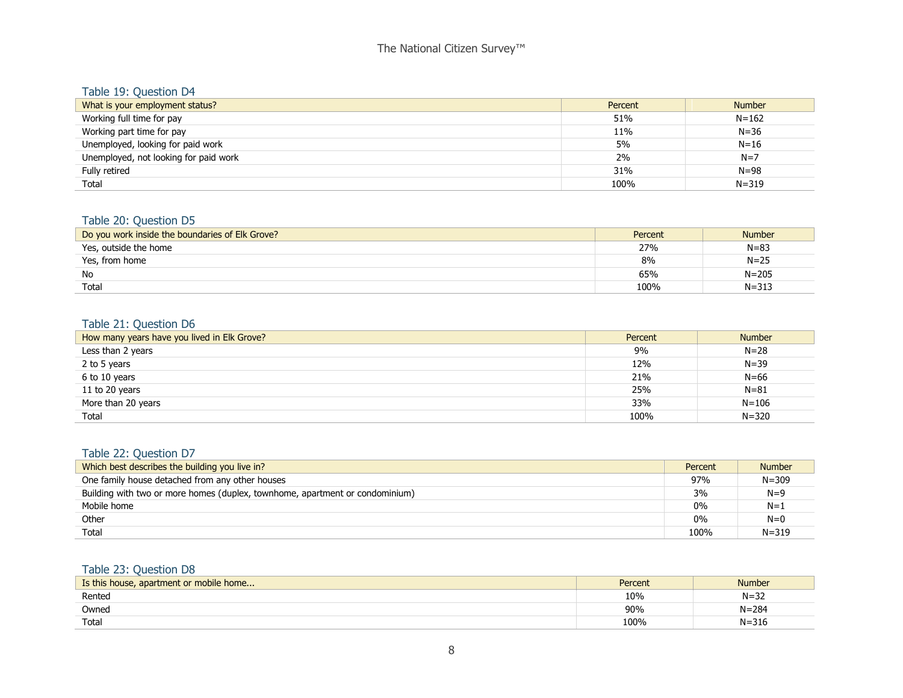### Table 19: Question D4

| What is your employment status? | Percent | Number |
|---|---|---|
| Working full time for pay | 51% | N=162 |
| Working part time for pay | 11% | N=36 |
| Unemployed, looking for paid work | 5% | N=16 |
| Unemployed, not looking for paid work | 2% | N=7 |
| Fully retired | 31% | N=98 |
| Total | 100% | N=319 |

### Table 20: Question D5

| Do you work inside the boundaries of Elk Grove? | Percent | Number |
|---|---|---|
| Yes, outside the home | 27% | N=83 |
| Yes, from home | 8% | N=25 |
| No | 65% | N=205 |
| Total | 100% | N=313 |

### Table 21: Question D6

| How many years have you lived in Elk Grove? | Percent | Number |
|---|---|---|
| Less than 2 years | 9% | N=28 |
| 2 to 5 years | 12% | N=39 |
| 6 to 10 years | 21% | N=66 |
| 11 to 20 years | 25% | N=81 |
| More than 20 years | 33% | N=106 |
| Total | 100% | N=320 |

### Table 22: Question D7

| Which best describes the building you live in? | Percent | Number |
|---|---|---|
| One family house detached from any other houses | 97% | N=309 |
| Building with two or more homes (duplex, townhome, apartment or condominium) | 3% | N=9 |
| Mobile home | 0% | N=1 |
| Other | 0% | N=0 |
| Total | 100% | N=319 |

### Table 23: Question D8

| Is this house, apartment or mobile home... | Percent | Number |
|---|---|---|
| Rented | 10% | N=32 |
| Owned | 90% | N=284 |
| Total | 100% | N=316 |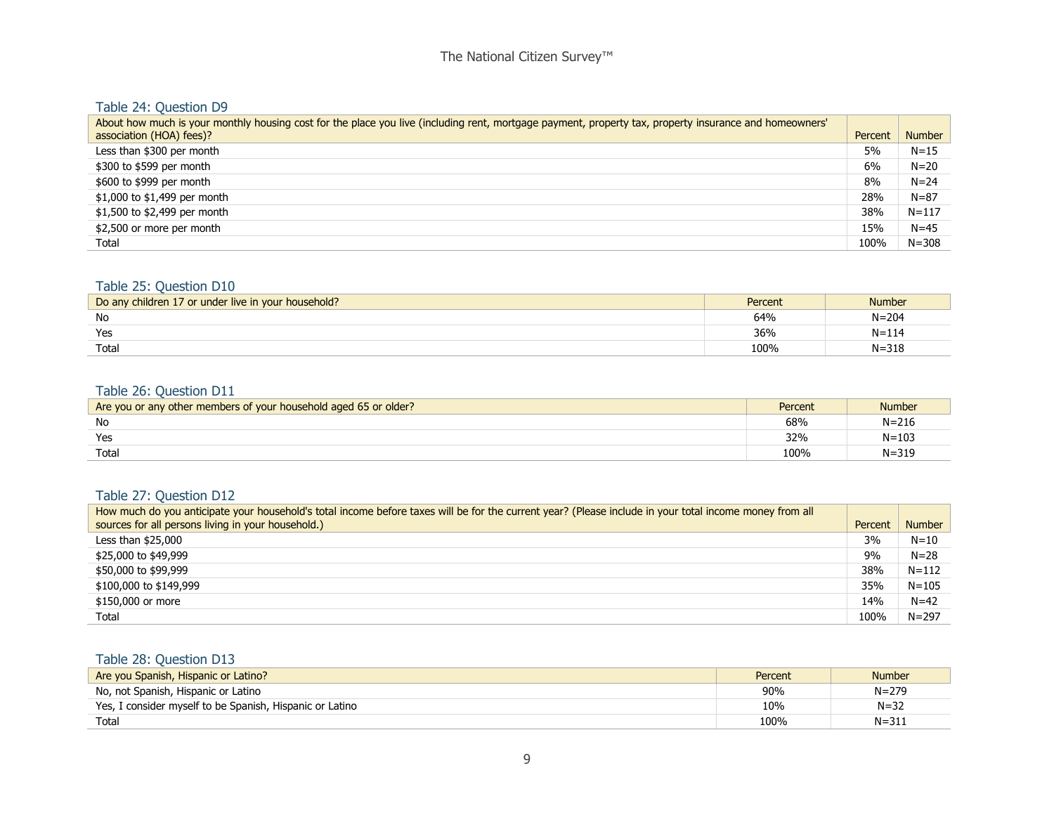### Table 24: Question D9

| About how much is your monthly housing cost for the place you live (including rent, mortgage payment, property tax, property insurance and homeowners' association (HOA) fees)? | Percent | Number |
|---|---|---|
| Less than $300 per month | 5% | N=15 |
| $300 to $599 per month | 6% | N=20 |
| $600 to $999 per month | 8% | N=24 |
| $1,000 to $1,499 per month | 28% | N=87 |
| $1,500 to $2,499 per month | 38% | N=117 |
| $2,500 or more per month | 15% | N=45 |
| Total | 100% | N=308 |

### Table 25: Question D10

| Do any children 17 or under live in your household? | Percent | Number |
|---|---|---|
| No | 64% | N=204 |
| Yes | 36% | N=114 |
| Total | 100% | N=318 |

### Table 26: Question D11

| Are you or any other members of your household aged 65 or older? | Percent | Number |
|---|---|---|
| No | 68% | N=216 |
| Yes | 32% | N=103 |
| Total | 100% | N=319 |

### Table 27: Question D12

| How much do you anticipate your household's total income before taxes will be for the current year? (Please include in your total income money from all sources for all persons living in your household.) | Percent | Number |
|---|---|---|
| Less than $25,000 | 3% | N=10 |
| $25,000 to $49,999 | 9% | N=28 |
| $50,000 to $99,999 | 38% | N=112 |
| $100,000 to $149,999 | 35% | N=105 |
| $150,000 or more | 14% | N=42 |
| Total | 100% | N=297 |

### Table 28: Question D13

| Are you Spanish, Hispanic or Latino? | Percent | Number |
|---|---|---|
| No, not Spanish, Hispanic or Latino | 90% | N=279 |
| Yes, I consider myself to be Spanish, Hispanic or Latino | 10% | N=32 |
| Total | 100% | N=311 |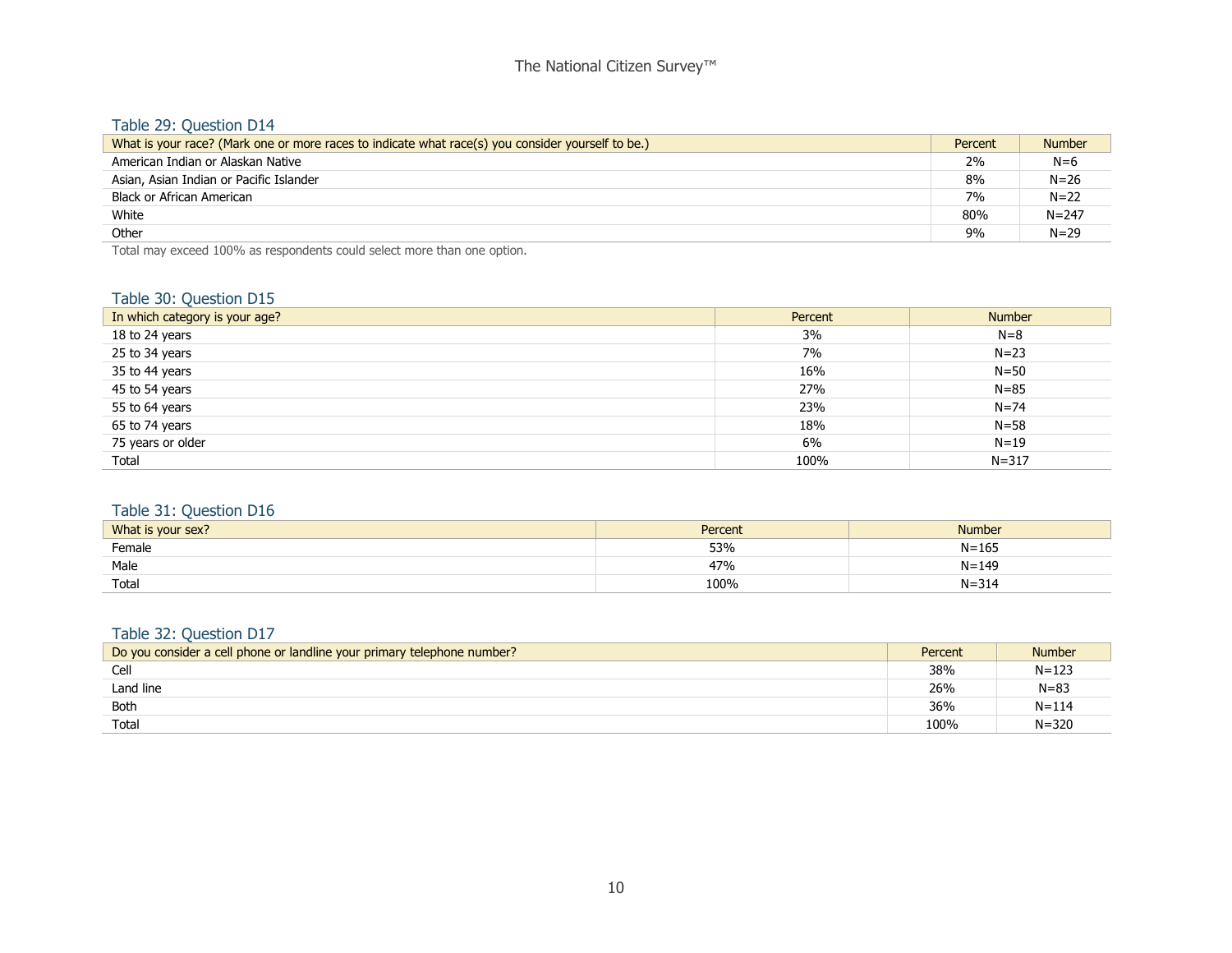### Table 29: Question D14

| What is your race? (Mark one or more races to indicate what race(s) you consider yourself to be.) | Percent | Number |
|---|---|---|
| American Indian or Alaskan Native | 2% | N=6 |
| Asian, Asian Indian or Pacific Islander | 8% | N=26 |
| Black or African American | 7% | N=22 |
| White | 80% | N=247 |
| Other | 9% | N=29 |

Total may exceed 100% as respondents could select more than one option.

### Table 30: Question D15

| In which category is your age? | Percent | Number |
|---|---|---|
| 18 to 24 years | 3% | N=8 |
| 25 to 34 years | 7% | N=23 |
| 35 to 44 years | 16% | N=50 |
| 45 to 54 years | 27% | N=85 |
| 55 to 64 years | 23% | N=74 |
| 65 to 74 years | 18% | N=58 |
| 75 years or older | 6% | N=19 |
| Total | 100% | N=317 |

### Table 31: Question D16

| What is your sex? | Percent | Number |
|---|---|---|
| Female | 53% | N=165 |
| Male | 47% | N=149 |
| Total | 100% | N=314 |

### Table 32: Question D17

| Do you consider a cell phone or landline your primary telephone number? | Percent | Number |
|---|---|---|
| Cell | 38% | N=123 |
| Land line | 26% | N=83 |
| Both | 36% | N=114 |
| Total | 100% | N=320 |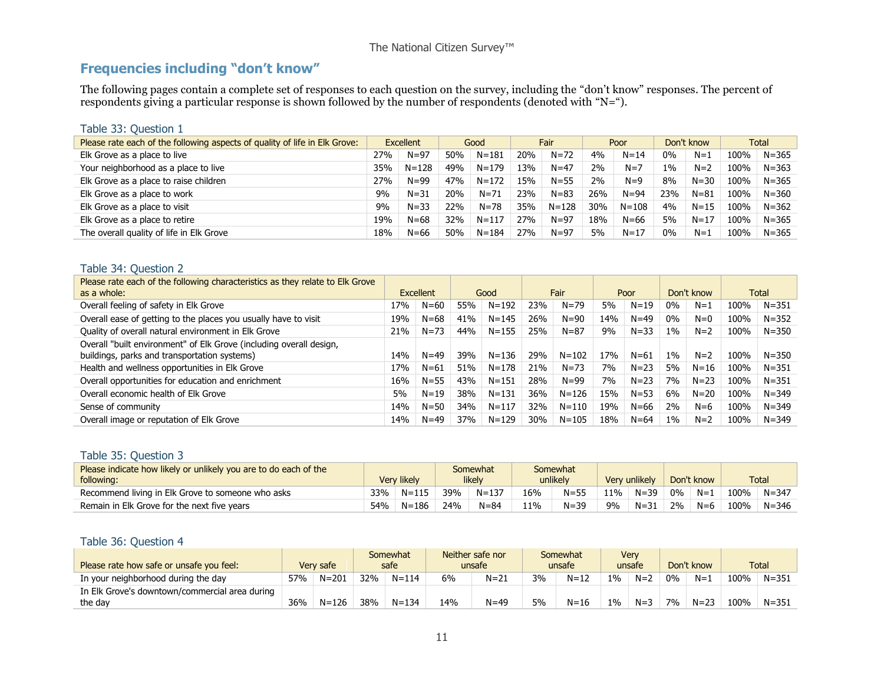## Frequencies including "don't know"

The following pages contain a complete set of responses to each question on the survey, including the "don't know" responses. The percent of respondents giving a particular response is shown followed by the number of respondents (denoted with "N=").

### Table 33: Question 1

| Please rate each of the following aspects of quality of life in Elk Grove: | Excellent | | Good | | Fair | | Poor | | Don't know | | Total | |
|---|---|---|---|---|---|---|---|---|---|---|---|---|
| Elk Grove as a place to live | 27% | N=97 | 50% | N=181 | 20% | N=72 | 4% | N=14 | 0% | N=1 | 100% | N=365 |
| Your neighborhood as a place to live | 35% | N=128 | 49% | N=179 | 13% | N=47 | 2% | N=7 | 1% | N=2 | 100% | N=363 |
| Elk Grove as a place to raise children | 27% | N=99 | 47% | N=172 | 15% | N=55 | 2% | N=9 | 8% | N=30 | 100% | N=365 |
| Elk Grove as a place to work | 9% | N=31 | 20% | N=71 | 23% | N=83 | 26% | N=94 | 23% | N=81 | 100% | N=360 |
| Elk Grove as a place to visit | 9% | N=33 | 22% | N=78 | 35% | N=128 | 30% | N=108 | 4% | N=15 | 100% | N=362 |
| Elk Grove as a place to retire | 19% | N=68 | 32% | N=117 | 27% | N=97 | 18% | N=66 | 5% | N=17 | 100% | N=365 |
| The overall quality of life in Elk Grove | 18% | N=66 | 50% | N=184 | 27% | N=97 | 5% | N=17 | 0% | N=1 | 100% | N=365 |

### Table 34: Question 2

| Please rate each of the following characteristics as they relate to Elk Grove as a whole: | Excellent | | Good | | Fair | | Poor | | Don't know | | Total | |
|---|---|---|---|---|---|---|---|---|---|---|---|---|
| Overall feeling of safety in Elk Grove | 17% | N=60 | 55% | N=192 | 23% | N=79 | 5% | N=19 | 0% | N=1 | 100% | N=351 |
| Overall ease of getting to the places you usually have to visit | 19% | N=68 | 41% | N=145 | 26% | N=90 | 14% | N=49 | 0% | N=0 | 100% | N=352 |
| Quality of overall natural environment in Elk Grove | 21% | N=73 | 44% | N=155 | 25% | N=87 | 9% | N=33 | 1% | N=2 | 100% | N=350 |
| Overall "built environment" of Elk Grove (including overall design, buildings, parks and transportation systems) | 14% | N=49 | 39% | N=136 | 29% | N=102 | 17% | N=61 | 1% | N=2 | 100% | N=350 |
| Health and wellness opportunities in Elk Grove | 17% | N=61 | 51% | N=178 | 21% | N=73 | 7% | N=23 | 5% | N=16 | 100% | N=351 |
| Overall opportunities for education and enrichment | 16% | N=55 | 43% | N=151 | 28% | N=99 | 7% | N=23 | 7% | N=23 | 100% | N=351 |
| Overall economic health of Elk Grove | 5% | N=19 | 38% | N=131 | 36% | N=126 | 15% | N=53 | 6% | N=20 | 100% | N=349 |
| Sense of community | 14% | N=50 | 34% | N=117 | 32% | N=110 | 19% | N=66 | 2% | N=6 | 100% | N=349 |
| Overall image or reputation of Elk Grove | 14% | N=49 | 37% | N=129 | 30% | N=105 | 18% | N=64 | 1% | N=2 | 100% | N=349 |

### Table 35: Question 3

| Please indicate how likely or unlikely you are to do each of the following: | Very likely | | Somewhat likely | | Somewhat unlikely | | Very unlikely | | Don't know | | Total | |
|---|---|---|---|---|---|---|---|---|---|---|---|---|
| Recommend living in Elk Grove to someone who asks | 33% | N=115 | 39% | N=137 | 16% | N=55 | 11% | N=39 | 0% | N=1 | 100% | N=347 |
| Remain in Elk Grove for the next five years | 54% | N=186 | 24% | N=84 | 11% | N=39 | 9% | N=31 | 2% | N=6 | 100% | N=346 |

### Table 36: Question 4

| Please rate how safe or unsafe you feel: | Very safe | | Somewhat safe | | Neither safe nor unsafe | | Somewhat unsafe | | Very unsafe | | Don't know | | Total | |
|---|---|---|---|---|---|---|---|---|---|---|---|---|---|---|
| In your neighborhood during the day | 57% | N=201 | 32% | N=114 | 6% | N=21 | 3% | N=12 | 1% | N=2 | 0% | N=1 | 100% | N=351 |
| In Elk Grove's downtown/commercial area during the day | 36% | N=126 | 38% | N=134 | 14% | N=49 | 5% | N=16 | 1% | N=3 | 7% | N=23 | 100% | N=351 |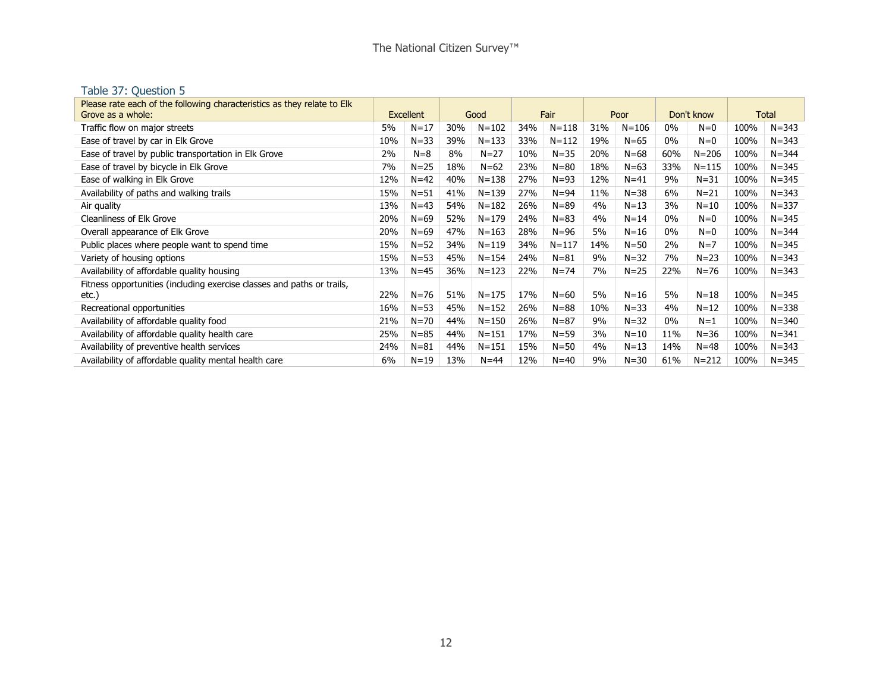### Table 37: Question 5

| Please rate each of the following characteristics as they relate to Elk Grove as a whole: | Excellent | | Good | | Fair | | Poor | | Don't know | | Total | |
|---|---|---|---|---|---|---|---|---|---|---|---|---|
| Traffic flow on major streets | 5% | N=17 | 30% | N=102 | 34% | N=118 | 31% | N=106 | 0% | N=0 | 100% | N=343 |
| Ease of travel by car in Elk Grove | 10% | N=33 | 39% | N=133 | 33% | N=112 | 19% | N=65 | 0% | N=0 | 100% | N=343 |
| Ease of travel by public transportation in Elk Grove | 2% | N=8 | 8% | N=27 | 10% | N=35 | 20% | N=68 | 60% | N=206 | 100% | N=344 |
| Ease of travel by bicycle in Elk Grove | 7% | N=25 | 18% | N=62 | 23% | N=80 | 18% | N=63 | 33% | N=115 | 100% | N=345 |
| Ease of walking in Elk Grove | 12% | N=42 | 40% | N=138 | 27% | N=93 | 12% | N=41 | 9% | N=31 | 100% | N=345 |
| Availability of paths and walking trails | 15% | N=51 | 41% | N=139 | 27% | N=94 | 11% | N=38 | 6% | N=21 | 100% | N=343 |
| Air quality | 13% | N=43 | 54% | N=182 | 26% | N=89 | 4% | N=13 | 3% | N=10 | 100% | N=337 |
| Cleanliness of Elk Grove | 20% | N=69 | 52% | N=179 | 24% | N=83 | 4% | N=14 | 0% | N=0 | 100% | N=345 |
| Overall appearance of Elk Grove | 20% | N=69 | 47% | N=163 | 28% | N=96 | 5% | N=16 | 0% | N=0 | 100% | N=344 |
| Public places where people want to spend time | 15% | N=52 | 34% | N=119 | 34% | N=117 | 14% | N=50 | 2% | N=7 | 100% | N=345 |
| Variety of housing options | 15% | N=53 | 45% | N=154 | 24% | N=81 | 9% | N=32 | 7% | N=23 | 100% | N=343 |
| Availability of affordable quality housing | 13% | N=45 | 36% | N=123 | 22% | N=74 | 7% | N=25 | 22% | N=76 | 100% | N=343 |
| Fitness opportunities (including exercise classes and paths or trails, etc.) | 22% | N=76 | 51% | N=175 | 17% | N=60 | 5% | N=16 | 5% | N=18 | 100% | N=345 |
| Recreational opportunities | 16% | N=53 | 45% | N=152 | 26% | N=88 | 10% | N=33 | 4% | N=12 | 100% | N=338 |
| Availability of affordable quality food | 21% | N=70 | 44% | N=150 | 26% | N=87 | 9% | N=32 | 0% | N=1 | 100% | N=340 |
| Availability of affordable quality health care | 25% | N=85 | 44% | N=151 | 17% | N=59 | 3% | N=10 | 11% | N=36 | 100% | N=341 |
| Availability of preventive health services | 24% | N=81 | 44% | N=151 | 15% | N=50 | 4% | N=13 | 14% | N=48 | 100% | N=343 |
| Availability of affordable quality mental health care | 6% | N=19 | 13% | N=44 | 12% | N=40 | 9% | N=30 | 61% | N=212 | 100% | N=345 |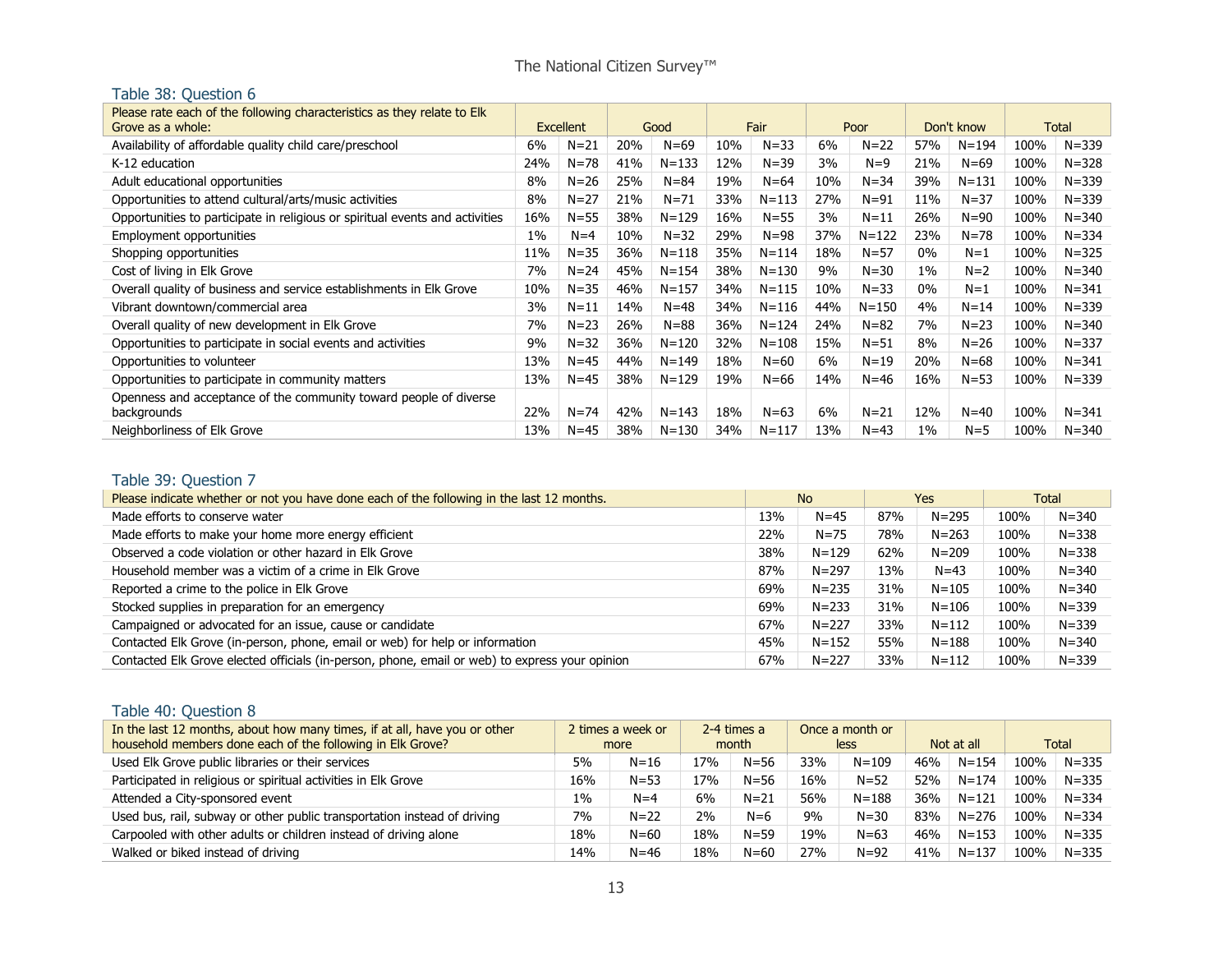### Table 38: Question 6

| Please rate each of the following characteristics as they relate to Elk Grove as a whole: | Excellent | | Good | | Fair | | Poor | | Don't know | | Total | |
|---|---|---|---|---|---|---|---|---|---|---|---|---|
| Availability of affordable quality child care/preschool | 6% | N=21 | 20% | N=69 | 10% | N=33 | 6% | N=22 | 57% | N=194 | 100% | N=339 |
| K-12 education | 24% | N=78 | 41% | N=133 | 12% | N=39 | 3% | N=9 | 21% | N=69 | 100% | N=328 |
| Adult educational opportunities | 8% | N=26 | 25% | N=84 | 19% | N=64 | 10% | N=34 | 39% | N=131 | 100% | N=339 |
| Opportunities to attend cultural/arts/music activities | 8% | N=27 | 21% | N=71 | 33% | N=113 | 27% | N=91 | 11% | N=37 | 100% | N=339 |
| Opportunities to participate in religious or spiritual events and activities | 16% | N=55 | 38% | N=129 | 16% | N=55 | 3% | N=11 | 26% | N=90 | 100% | N=340 |
| Employment opportunities | 1% | N=4 | 10% | N=32 | 29% | N=98 | 37% | N=122 | 23% | N=78 | 100% | N=334 |
| Shopping opportunities | 11% | N=35 | 36% | N=118 | 35% | N=114 | 18% | N=57 | 0% | N=1 | 100% | N=325 |
| Cost of living in Elk Grove | 7% | N=24 | 45% | N=154 | 38% | N=130 | 9% | N=30 | 1% | N=2 | 100% | N=340 |
| Overall quality of business and service establishments in Elk Grove | 10% | N=35 | 46% | N=157 | 34% | N=115 | 10% | N=33 | 0% | N=1 | 100% | N=341 |
| Vibrant downtown/commercial area | 3% | N=11 | 14% | N=48 | 34% | N=116 | 44% | N=150 | 4% | N=14 | 100% | N=339 |
| Overall quality of new development in Elk Grove | 7% | N=23 | 26% | N=88 | 36% | N=124 | 24% | N=82 | 7% | N=23 | 100% | N=340 |
| Opportunities to participate in social events and activities | 9% | N=32 | 36% | N=120 | 32% | N=108 | 15% | N=51 | 8% | N=26 | 100% | N=337 |
| Opportunities to volunteer | 13% | N=45 | 44% | N=149 | 18% | N=60 | 6% | N=19 | 20% | N=68 | 100% | N=341 |
| Opportunities to participate in community matters | 13% | N=45 | 38% | N=129 | 19% | N=66 | 14% | N=46 | 16% | N=53 | 100% | N=339 |
| Openness and acceptance of the community toward people of diverse backgrounds | 22% | N=74 | 42% | N=143 | 18% | N=63 | 6% | N=21 | 12% | N=40 | 100% | N=341 |
| Neighborliness of Elk Grove | 13% | N=45 | 38% | N=130 | 34% | N=117 | 13% | N=43 | 1% | N=5 | 100% | N=340 |

### Table 39: Question 7

| Please indicate whether or not you have done each of the following in the last 12 months. | No | | Yes | | Total | |
|---|---|---|---|---|---|---|
| Made efforts to conserve water | 13% | N=45 | 87% | N=295 | 100% | N=340 |
| Made efforts to make your home more energy efficient | 22% | N=75 | 78% | N=263 | 100% | N=338 |
| Observed a code violation or other hazard in Elk Grove | 38% | N=129 | 62% | N=209 | 100% | N=338 |
| Household member was a victim of a crime in Elk Grove | 87% | N=297 | 13% | N=43 | 100% | N=340 |
| Reported a crime to the police in Elk Grove | 69% | N=235 | 31% | N=105 | 100% | N=340 |
| Stocked supplies in preparation for an emergency | 69% | N=233 | 31% | N=106 | 100% | N=339 |
| Campaigned or advocated for an issue, cause or candidate | 67% | N=227 | 33% | N=112 | 100% | N=339 |
| Contacted Elk Grove (in-person, phone, email or web) for help or information | 45% | N=152 | 55% | N=188 | 100% | N=340 |
| Contacted Elk Grove elected officials (in-person, phone, email or web) to express your opinion | 67% | N=227 | 33% | N=112 | 100% | N=339 |

### Table 40: Question 8

| In the last 12 months, about how many times, if at all, have you or other household members done each of the following in Elk Grove? | 2 times a week or more | | 2-4 times a month | | Once a month or less | | Not at all | | Total | |
|---|---|---|---|---|---|---|---|---|---|---|
| Used Elk Grove public libraries or their services | 5% | N=16 | 17% | N=56 | 33% | N=109 | 46% | N=154 | 100% | N=335 |
| Participated in religious or spiritual activities in Elk Grove | 16% | N=53 | 17% | N=56 | 16% | N=52 | 52% | N=174 | 100% | N=335 |
| Attended a City-sponsored event | 1% | N=4 | 6% | N=21 | 56% | N=188 | 36% | N=121 | 100% | N=334 |
| Used bus, rail, subway or other public transportation instead of driving | 7% | N=22 | 2% | N=6 | 9% | N=30 | 83% | N=276 | 100% | N=334 |
| Carpooled with other adults or children instead of driving alone | 18% | N=60 | 18% | N=59 | 19% | N=63 | 46% | N=153 | 100% | N=335 |
| Walked or biked instead of driving | 14% | N=46 | 18% | N=60 | 27% | N=92 | 41% | N=137 | 100% | N=335 |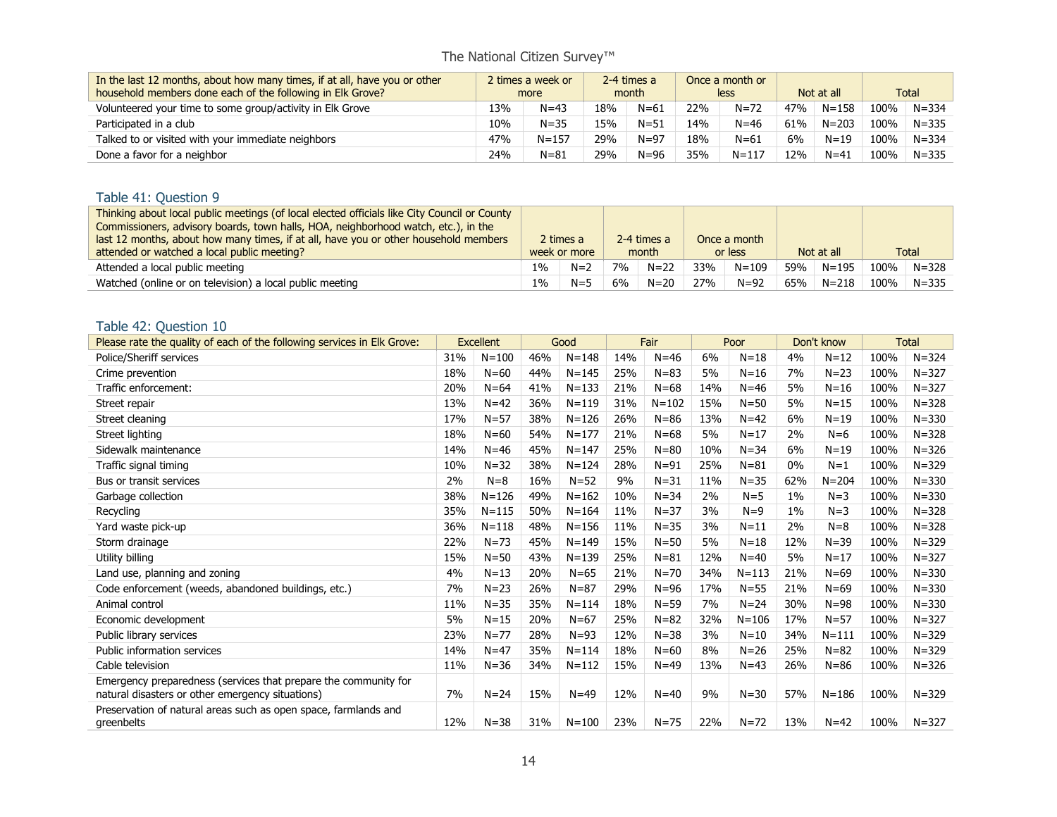| In the last 12 months, about how many times, if at all, have you or other household members done each of the following in Elk Grove? | 2 times a week or more | | 2-4 times a month | | Once a month or less | | Not at all | | Total | |
|---|---|---|---|---|---|---|---|---|---|---|
| Volunteered your time to some group/activity in Elk Grove | 13% | N=43 | 18% | N=61 | 22% | N=72 | 47% | N=158 | 100% | N=334 |
| Participated in a club | 10% | N=35 | 15% | N=51 | 14% | N=46 | 61% | N=203 | 100% | N=335 |
| Talked to or visited with your immediate neighbors | 47% | N=157 | 29% | N=97 | 18% | N=61 | 6% | N=19 | 100% | N=334 |
| Done a favor for a neighbor | 24% | N=81 | 29% | N=96 | 35% | N=117 | 12% | N=41 | 100% | N=335 |

## Table 41: Question 9

| Thinking about local public meetings (of local elected officials like City Council or County Commissioners, advisory boards, town halls, HOA, neighborhood watch, etc.), in the last 12 months, about how many times, if at all, have you or other household members attended or watched a local public meeting? | 2 times a week or more | | 2-4 times a month | | Once a month or less | | Not at all | | Total | |
|---|---|---|---|---|---|---|---|---|---|---|
| Attended a local public meeting | 1% | N=2 | 7% | N=22 | 33% | N=109 | 59% | N=195 | 100% | N=328 |
| Watched (online or on television) a local public meeting | 1% | N=5 | 6% | N=20 | 27% | N=92 | 65% | N=218 | 100% | N=335 |

## Table 42: Question 10

| Please rate the quality of each of the following services in Elk Grove: | Excellent | | Good | | Fair | | Poor | | Don't know | | Total | |
|---|---|---|---|---|---|---|---|---|---|---|---|---|
| Police/Sheriff services | 31% | N=100 | 46% | N=148 | 14% | N=46 | 6% | N=18 | 4% | N=12 | 100% | N=324 |
| Crime prevention | 18% | N=60 | 44% | N=145 | 25% | N=83 | 5% | N=16 | 7% | N=23 | 100% | N=327 |
| Traffic enforcement: | 20% | N=64 | 41% | N=133 | 21% | N=68 | 14% | N=46 | 5% | N=16 | 100% | N=327 |
| Street repair | 13% | N=42 | 36% | N=119 | 31% | N=102 | 15% | N=50 | 5% | N=15 | 100% | N=328 |
| Street cleaning | 17% | N=57 | 38% | N=126 | 26% | N=86 | 13% | N=42 | 6% | N=19 | 100% | N=330 |
| Street lighting | 18% | N=60 | 54% | N=177 | 21% | N=68 | 5% | N=17 | 2% | N=6 | 100% | N=328 |
| Sidewalk maintenance | 14% | N=46 | 45% | N=147 | 25% | N=80 | 10% | N=34 | 6% | N=19 | 100% | N=326 |
| Traffic signal timing | 10% | N=32 | 38% | N=124 | 28% | N=91 | 25% | N=81 | 0% | N=1 | 100% | N=329 |
| Bus or transit services | 2% | N=8 | 16% | N=52 | 9% | N=31 | 11% | N=35 | 62% | N=204 | 100% | N=330 |
| Garbage collection | 38% | N=126 | 49% | N=162 | 10% | N=34 | 2% | N=5 | 1% | N=3 | 100% | N=330 |
| Recycling | 35% | N=115 | 50% | N=164 | 11% | N=37 | 3% | N=9 | 1% | N=3 | 100% | N=328 |
| Yard waste pick-up | 36% | N=118 | 48% | N=156 | 11% | N=35 | 3% | N=11 | 2% | N=8 | 100% | N=328 |
| Storm drainage | 22% | N=73 | 45% | N=149 | 15% | N=50 | 5% | N=18 | 12% | N=39 | 100% | N=329 |
| Utility billing | 15% | N=50 | 43% | N=139 | 25% | N=81 | 12% | N=40 | 5% | N=17 | 100% | N=327 |
| Land use, planning and zoning | 4% | N=13 | 20% | N=65 | 21% | N=70 | 34% | N=113 | 21% | N=69 | 100% | N=330 |
| Code enforcement (weeds, abandoned buildings, etc.) | 7% | N=23 | 26% | N=87 | 29% | N=96 | 17% | N=55 | 21% | N=69 | 100% | N=330 |
| Animal control | 11% | N=35 | 35% | N=114 | 18% | N=59 | 7% | N=24 | 30% | N=98 | 100% | N=330 |
| Economic development | 5% | N=15 | 20% | N=67 | 25% | N=82 | 32% | N=106 | 17% | N=57 | 100% | N=327 |
| Public library services | 23% | N=77 | 28% | N=93 | 12% | N=38 | 3% | N=10 | 34% | N=111 | 100% | N=329 |
| Public information services | 14% | N=47 | 35% | N=114 | 18% | N=60 | 8% | N=26 | 25% | N=82 | 100% | N=329 |
| Cable television | 11% | N=36 | 34% | N=112 | 15% | N=49 | 13% | N=43 | 26% | N=86 | 100% | N=326 |
| Emergency preparedness (services that prepare the community for natural disasters or other emergency situations) | 7% | N=24 | 15% | N=49 | 12% | N=40 | 9% | N=30 | 57% | N=186 | 100% | N=329 |
| Preservation of natural areas such as open space, farmlands and greenbelts | 12% | N=38 | 31% | N=100 | 23% | N=75 | 22% | N=72 | 13% | N=42 | 100% | N=327 |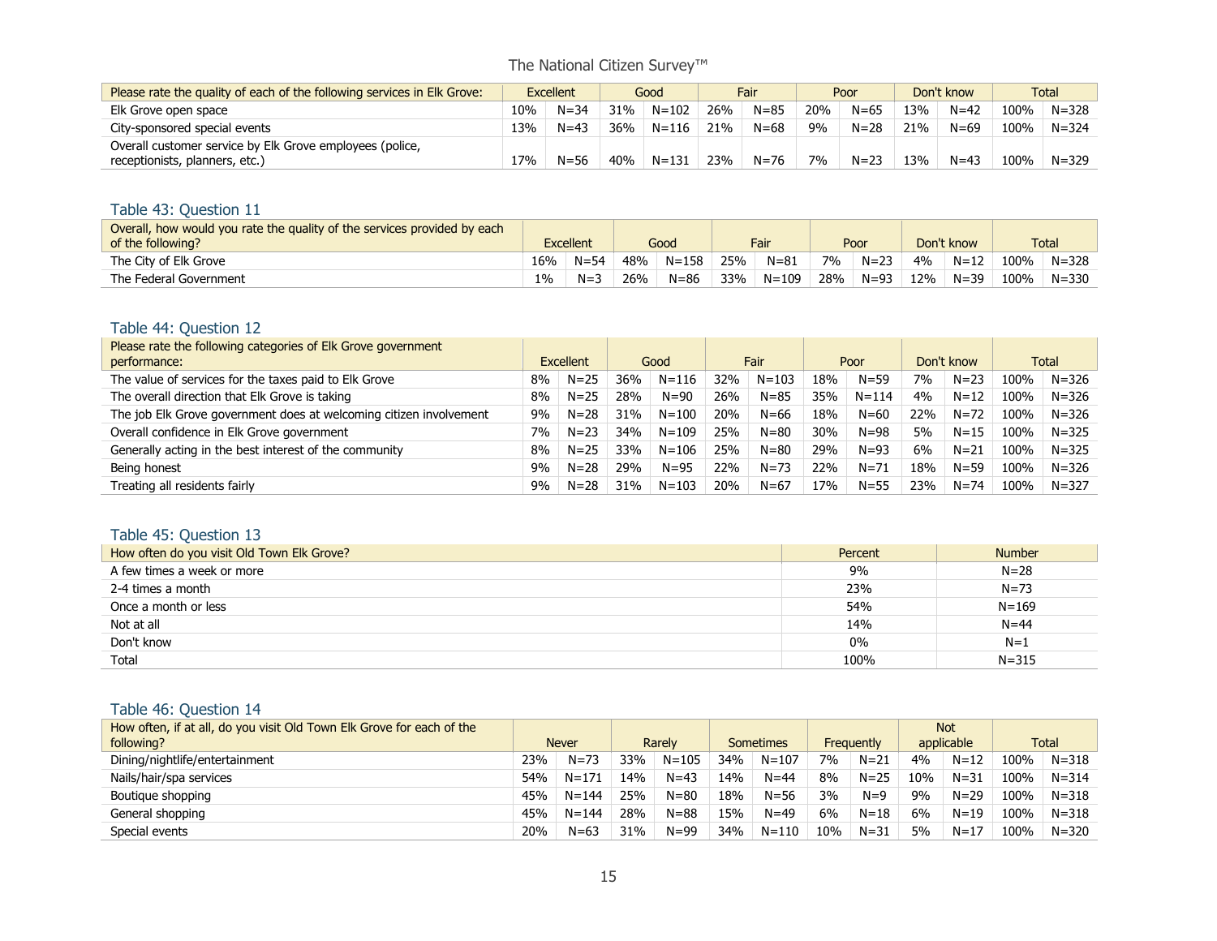| Please rate the quality of each of the following services in Elk Grove: | Excellent | | Good | | Fair | | Poor | | Don't know | | Total | |
|---|---|---|---|---|---|---|---|---|---|---|---|---|
| Elk Grove open space | 10% | N=34 | 31% | N=102 | 26% | N=85 | 20% | N=65 | 13% | N=42 | 100% | N=328 |
| City-sponsored special events | 13% | N=43 | 36% | N=116 | 21% | N=68 | 9% | N=28 | 21% | N=69 | 100% | N=324 |
| Overall customer service by Elk Grove employees (police, receptionists, planners, etc.) | 17% | N=56 | 40% | N=131 | 23% | N=76 | 7% | N=23 | 13% | N=43 | 100% | N=329 |

## Table 43: Question 11

| Overall, how would you rate the quality of the services provided by each of the following? | Excellent | | Good | | Fair | | Poor | | Don't know | | Total | |
|---|---|---|---|---|---|---|---|---|---|---|---|---|
| The City of Elk Grove | 16% | N=54 | 48% | N=158 | 25% | N=81 | 7% | N=23 | 4% | N=12 | 100% | N=328 |
| The Federal Government | 1% | N=3 | 26% | N=86 | 33% | N=109 | 28% | N=93 | 12% | N=39 | 100% | N=330 |

## Table 44: Question 12

| Please rate the following categories of Elk Grove government performance: | Excellent | | Good | | Fair | | Poor | | Don't know | | Total | |
|---|---|---|---|---|---|---|---|---|---|---|---|---|
| The value of services for the taxes paid to Elk Grove | 8% | N=25 | 36% | N=116 | 32% | N=103 | 18% | N=59 | 7% | N=23 | 100% | N=326 |
| The overall direction that Elk Grove is taking | 8% | N=25 | 28% | N=90 | 26% | N=85 | 35% | N=114 | 4% | N=12 | 100% | N=326 |
| The job Elk Grove government does at welcoming citizen involvement | 9% | N=28 | 31% | N=100 | 20% | N=66 | 18% | N=60 | 22% | N=72 | 100% | N=326 |
| Overall confidence in Elk Grove government | 7% | N=23 | 34% | N=109 | 25% | N=80 | 30% | N=98 | 5% | N=15 | 100% | N=325 |
| Generally acting in the best interest of the community | 8% | N=25 | 33% | N=106 | 25% | N=80 | 29% | N=93 | 6% | N=21 | 100% | N=325 |
| Being honest | 9% | N=28 | 29% | N=95 | 22% | N=73 | 22% | N=71 | 18% | N=59 | 100% | N=326 |
| Treating all residents fairly | 9% | N=28 | 31% | N=103 | 20% | N=67 | 17% | N=55 | 23% | N=74 | 100% | N=327 |

## Table 45: Question 13

| How often do you visit Old Town Elk Grove? | Percent | Number |
|---|---|---|
| A few times a week or more | 9% | N=28 |
| 2-4 times a month | 23% | N=73 |
| Once a month or less | 54% | N=169 |
| Not at all | 14% | N=44 |
| Don't know | 0% | N=1 |
| Total | 100% | N=315 |

## Table 46: Question 14

| How often, if at all, do you visit Old Town Elk Grove for each of the following? | Never | | Rarely | | Sometimes | | Frequently | | Not applicable | | Total | |
|---|---|---|---|---|---|---|---|---|---|---|---|---|
| Dining/nightlife/entertainment | 23% | N=73 | 33% | N=105 | 34% | N=107 | 7% | N=21 | 4% | N=12 | 100% | N=318 |
| Nails/hair/spa services | 54% | N=171 | 14% | N=43 | 14% | N=44 | 8% | N=25 | 10% | N=31 | 100% | N=314 |
| Boutique shopping | 45% | N=144 | 25% | N=80 | 18% | N=56 | 3% | N=9 | 9% | N=29 | 100% | N=318 |
| General shopping | 45% | N=144 | 28% | N=88 | 15% | N=49 | 6% | N=18 | 6% | N=19 | 100% | N=318 |
| Special events | 20% | N=63 | 31% | N=99 | 34% | N=110 | 10% | N=31 | 5% | N=17 | 100% | N=320 |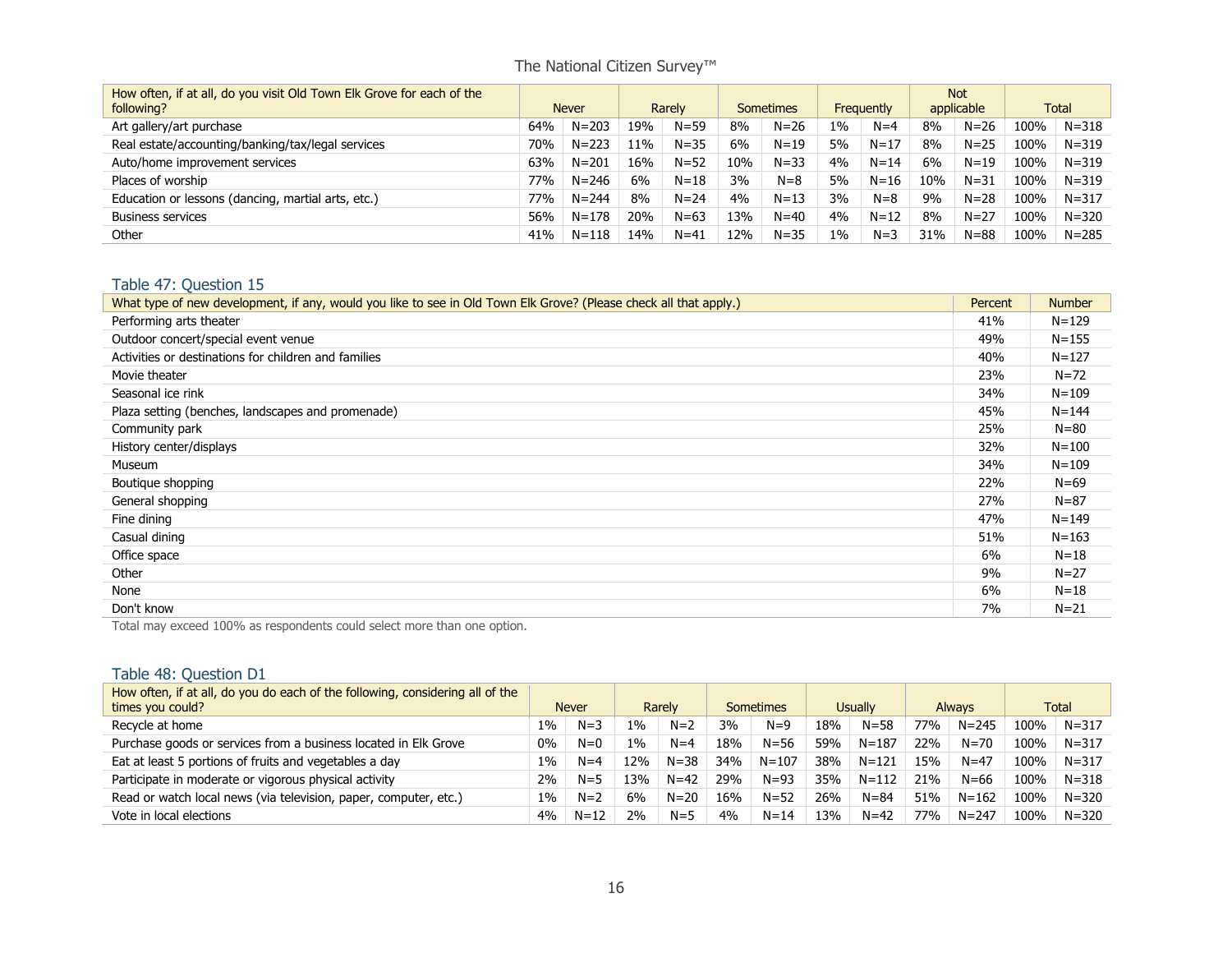| How often, if at all, do you visit Old Town Elk Grove for each of the following? | Never | | Rarely | | Sometimes | | Frequently | | Not applicable | | Total | |
|---|---|---|---|---|---|---|---|---|---|---|---|---|
| Art gallery/art purchase | 64% | N=203 | 19% | N=59 | 8% | N=26 | 1% | N=4 | 8% | N=26 | 100% | N=318 |
| Real estate/accounting/banking/tax/legal services | 70% | N=223 | 11% | N=35 | 6% | N=19 | 5% | N=17 | 8% | N=25 | 100% | N=319 |
| Auto/home improvement services | 63% | N=201 | 16% | N=52 | 10% | N=33 | 4% | N=14 | 6% | N=19 | 100% | N=319 |
| Places of worship | 77% | N=246 | 6% | N=18 | 3% | N=8 | 5% | N=16 | 10% | N=31 | 100% | N=319 |
| Education or lessons (dancing, martial arts, etc.) | 77% | N=244 | 8% | N=24 | 4% | N=13 | 3% | N=8 | 9% | N=28 | 100% | N=317 |
| Business services | 56% | N=178 | 20% | N=63 | 13% | N=40 | 4% | N=12 | 8% | N=27 | 100% | N=320 |
| Other | 41% | N=118 | 14% | N=41 | 12% | N=35 | 1% | N=3 | 31% | N=88 | 100% | N=285 |

## Table 47: Question 15

| What type of new development, if any, would you like to see in Old Town Elk Grove? (Please check all that apply.) | Percent | Number |
|---|---|---|
| Performing arts theater | 41% | N=129 |
| Outdoor concert/special event venue | 49% | N=155 |
| Activities or destinations for children and families | 40% | N=127 |
| Movie theater | 23% | N=72 |
| Seasonal ice rink | 34% | N=109 |
| Plaza setting (benches, landscapes and promenade) | 45% | N=144 |
| Community park | 25% | N=80 |
| History center/displays | 32% | N=100 |
| Museum | 34% | N=109 |
| Boutique shopping | 22% | N=69 |
| General shopping | 27% | N=87 |
| Fine dining | 47% | N=149 |
| Casual dining | 51% | N=163 |
| Office space | 6% | N=18 |
| Other | 9% | N=27 |
| None | 6% | N=18 |
| Don't know | 7% | N=21 |

Total may exceed 100% as respondents could select more than one option.

## Table 48: Question D1

| How often, if at all, do you do each of the following, considering all of the times you could? | Never | | Rarely | | Sometimes | | Usually | | Always | | Total | |
|---|---|---|---|---|---|---|---|---|---|---|---|---|
| Recycle at home | 1% | N=3 | 1% | N=2 | 3% | N=9 | 18% | N=58 | 77% | N=245 | 100% | N=317 |
| Purchase goods or services from a business located in Elk Grove | 0% | N=0 | 1% | N=4 | 18% | N=56 | 59% | N=187 | 22% | N=70 | 100% | N=317 |
| Eat at least 5 portions of fruits and vegetables a day | 1% | N=4 | 12% | N=38 | 34% | N=107 | 38% | N=121 | 15% | N=47 | 100% | N=317 |
| Participate in moderate or vigorous physical activity | 2% | N=5 | 13% | N=42 | 29% | N=93 | 35% | N=112 | 21% | N=66 | 100% | N=318 |
| Read or watch local news (via television, paper, computer, etc.) | 1% | N=2 | 6% | N=20 | 16% | N=52 | 26% | N=84 | 51% | N=162 | 100% | N=320 |
| Vote in local elections | 4% | N=12 | 2% | N=5 | 4% | N=14 | 13% | N=42 | 77% | N=247 | 100% | N=320 |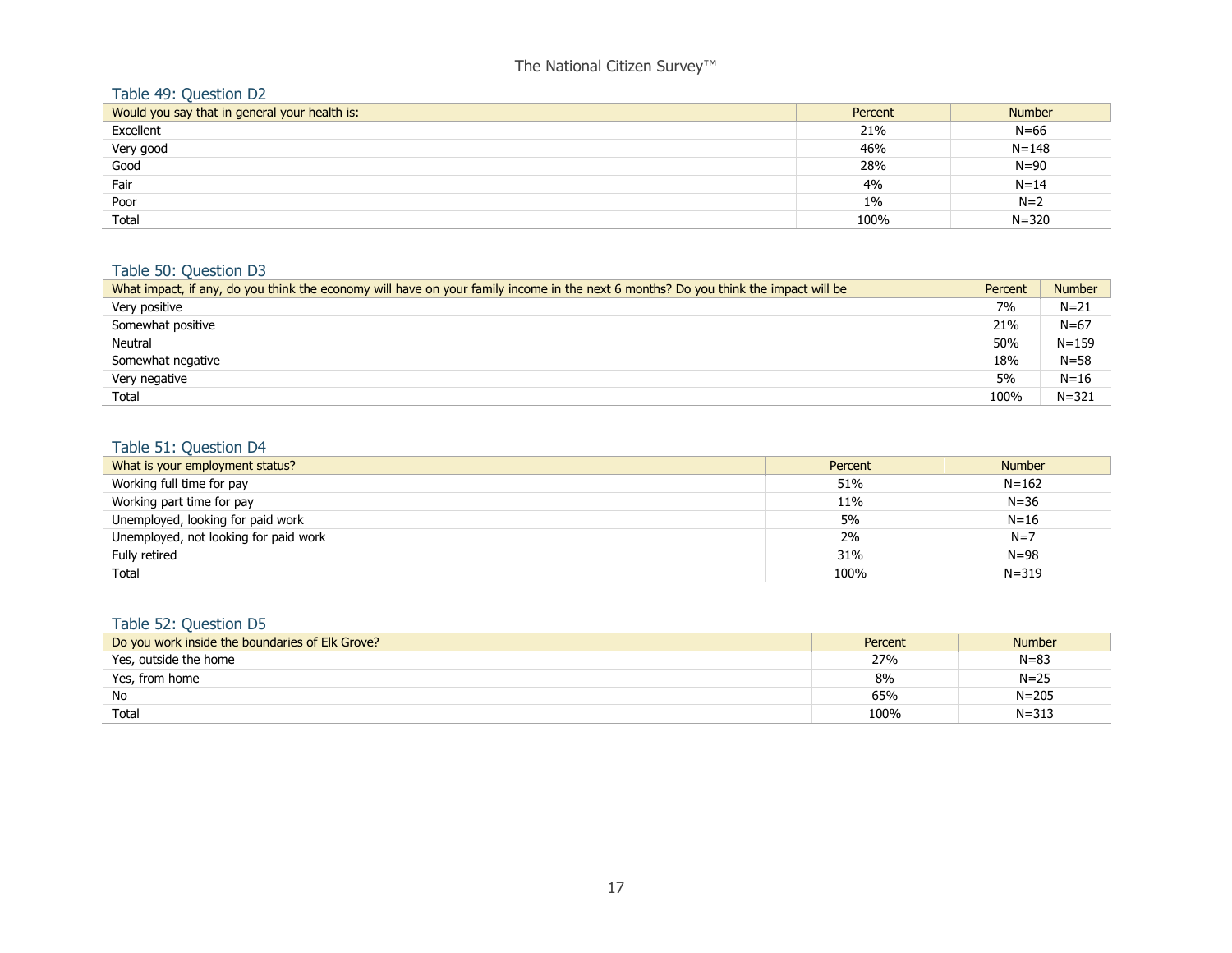### Table 49: Question D2

| Would you say that in general your health is: | Percent | Number |
|---|---|---|
| Excellent | 21% | N=66 |
| Very good | 46% | N=148 |
| Good | 28% | N=90 |
| Fair | 4% | N=14 |
| Poor | 1% | N=2 |
| Total | 100% | N=320 |

### Table 50: Question D3

| What impact, if any, do you think the economy will have on your family income in the next 6 months? Do you think the impact will be | Percent | Number |
|---|---|---|
| Very positive | 7% | N=21 |
| Somewhat positive | 21% | N=67 |
| Neutral | 50% | N=159 |
| Somewhat negative | 18% | N=58 |
| Very negative | 5% | N=16 |
| Total | 100% | N=321 |

### Table 51: Question D4

| What is your employment status? | Percent | Number |
|---|---|---|
| Working full time for pay | 51% | N=162 |
| Working part time for pay | 11% | N=36 |
| Unemployed, looking for paid work | 5% | N=16 |
| Unemployed, not looking for paid work | 2% | N=7 |
| Fully retired | 31% | N=98 |
| Total | 100% | N=319 |

### Table 52: Question D5

| Do you work inside the boundaries of Elk Grove? | Percent | Number |
|---|---|---|
| Yes, outside the home | 27% | N=83 |
| Yes, from home | 8% | N=25 |
| No | 65% | N=205 |
| Total | 100% | N=313 |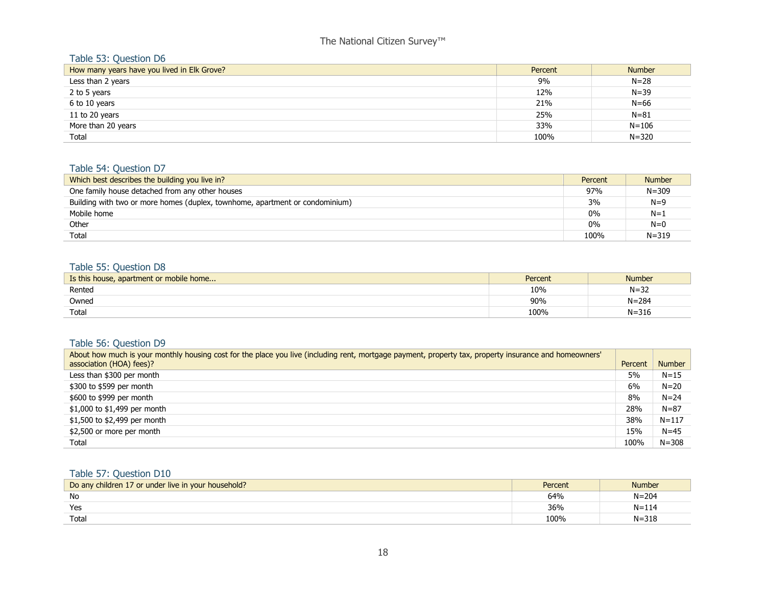### Table 53: Question D6

| How many years have you lived in Elk Grove? | Percent | Number |
|---|---|---|
| Less than 2 years | 9% | N=28 |
| 2 to 5 years | 12% | N=39 |
| 6 to 10 years | 21% | N=66 |
| 11 to 20 years | 25% | N=81 |
| More than 20 years | 33% | N=106 |
| Total | 100% | N=320 |

### Table 54: Question D7

| Which best describes the building you live in? | Percent | Number |
|---|---|---|
| One family house detached from any other houses | 97% | N=309 |
| Building with two or more homes (duplex, townhome, apartment or condominium) | 3% | N=9 |
| Mobile home | 0% | N=1 |
| Other | 0% | N=0 |
| Total | 100% | N=319 |

### Table 55: Question D8

| Is this house, apartment or mobile home... | Percent | Number |
|---|---|---|
| Rented | 10% | N=32 |
| Owned | 90% | N=284 |
| Total | 100% | N=316 |

### Table 56: Question D9

| About how much is your monthly housing cost for the place you live (including rent, mortgage payment, property tax, property insurance and homeowners' association (HOA) fees)? | Percent | Number |
|---|---|---|
| Less than $300 per month | 5% | N=15 |
| $300 to $599 per month | 6% | N=20 |
| $600 to $999 per month | 8% | N=24 |
| $1,000 to $1,499 per month | 28% | N=87 |
| $1,500 to $2,499 per month | 38% | N=117 |
| $2,500 or more per month | 15% | N=45 |
| Total | 100% | N=308 |

### Table 57: Question D10

| Do any children 17 or under live in your household? | Percent | Number |
|---|---|---|
| No | 64% | N=204 |
| Yes | 36% | N=114 |
| Total | 100% | N=318 |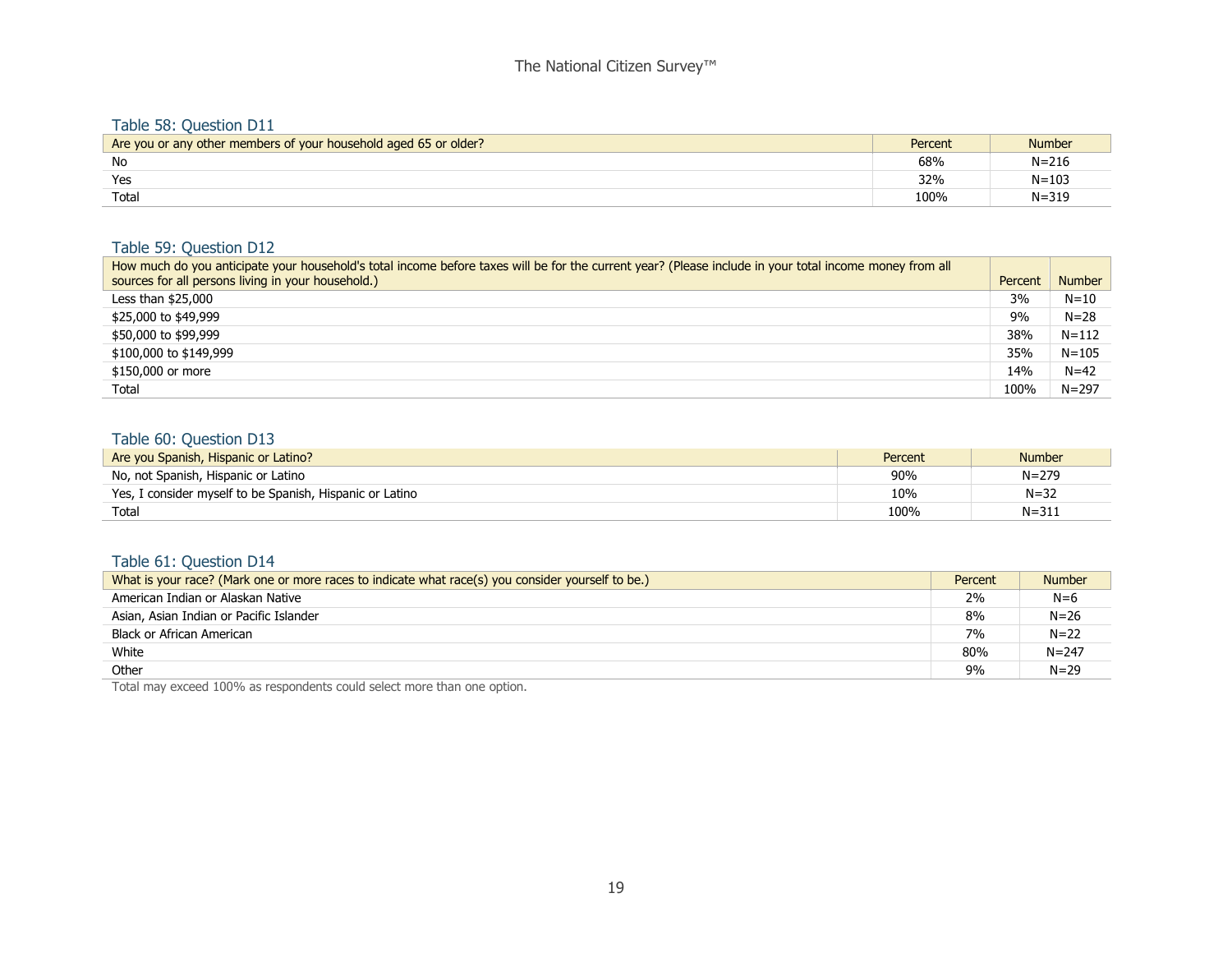### Table 58: Question D11

| Are you or any other members of your household aged 65 or older? | Percent | Number |
|---|---|---|
| No | 68% | N=216 |
| Yes | 32% | N=103 |
| Total | 100% | N=319 |

### Table 59: Question D12

| How much do you anticipate your household's total income before taxes will be for the current year? (Please include in your total income money from all sources for all persons living in your household.) | Percent | Number |
|---|---|---|
| Less than $25,000 | 3% | N=10 |
| $25,000 to $49,999 | 9% | N=28 |
| $50,000 to $99,999 | 38% | N=112 |
| $100,000 to $149,999 | 35% | N=105 |
| $150,000 or more | 14% | N=42 |
| Total | 100% | N=297 |

### Table 60: Question D13

| Are you Spanish, Hispanic or Latino? | Percent | Number |
|---|---|---|
| No, not Spanish, Hispanic or Latino | 90% | N=279 |
| Yes, I consider myself to be Spanish, Hispanic or Latino | 10% | N=32 |
| Total | 100% | N=311 |

### Table 61: Question D14

| What is your race? (Mark one or more races to indicate what race(s) you consider yourself to be.) | Percent | Number |
|---|---|---|
| American Indian or Alaskan Native | 2% | N=6 |
| Asian, Asian Indian or Pacific Islander | 8% | N=26 |
| Black or African American | 7% | N=22 |
| White | 80% | N=247 |
| Other | 9% | N=29 |

Total may exceed 100% as respondents could select more than one option.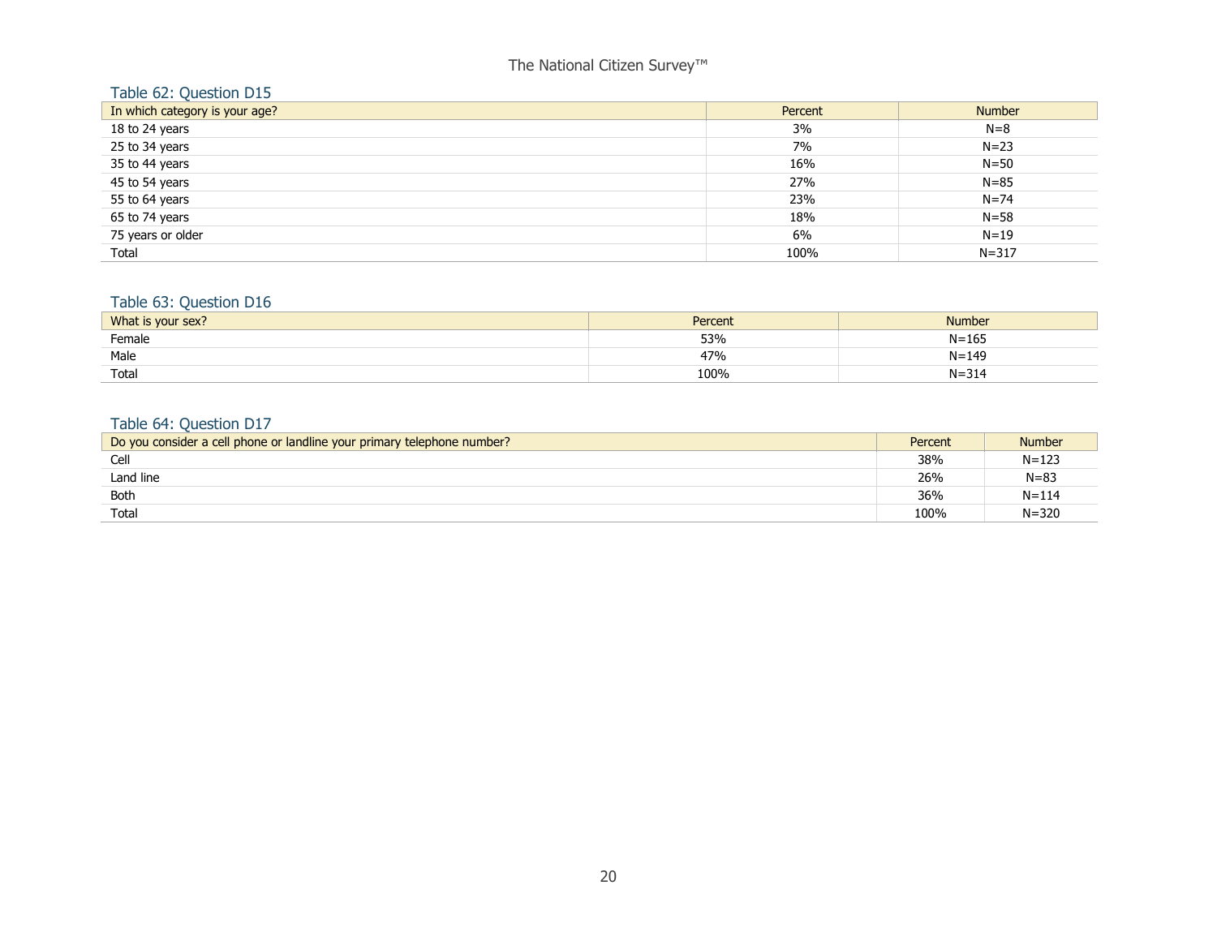### Table 62: Question D15

| In which category is your age? | Percent | Number |
|---|---|---|
| 18 to 24 years | 3% | N=8 |
| 25 to 34 years | 7% | N=23 |
| 35 to 44 years | 16% | N=50 |
| 45 to 54 years | 27% | N=85 |
| 55 to 64 years | 23% | N=74 |
| 65 to 74 years | 18% | N=58 |
| 75 years or older | 6% | N=19 |
| Total | 100% | N=317 |

### Table 63: Question D16

| What is your sex? | Percent | Number |
|---|---|---|
| Female | 53% | N=165 |
| Male | 47% | N=149 |
| Total | 100% | N=314 |

### Table 64: Question D17

| Do you consider a cell phone or landline your primary telephone number? | Percent | Number |
|---|---|---|
| Cell | 38% | N=123 |
| Land line | 26% | N=83 |
| Both | 36% | N=114 |
| Total | 100% | N=320 |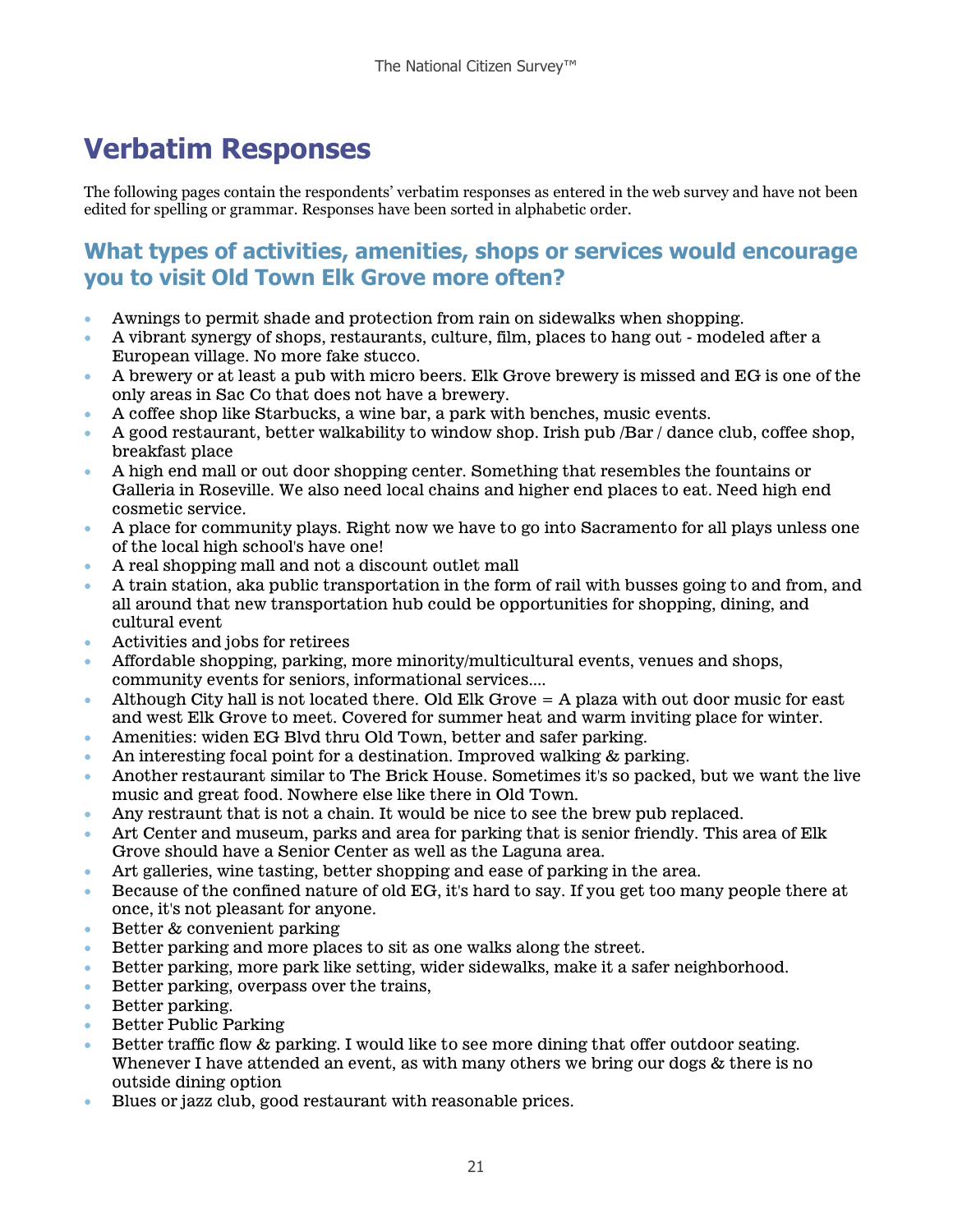# Verbatim Responses

The following pages contain the respondents' verbatim responses as entered in the web survey and have not been edited for spelling or grammar. Responses have been sorted in alphabetic order.

## What types of activities, amenities, shops or services would encourage you to visit Old Town Elk Grove more often?

- Awnings to permit shade and protection from rain on sidewalks when shopping.
- A vibrant synergy of shops, restaurants, culture, film, places to hang out - modeled after a European village. No more fake stucco.
- A brewery or at least a pub with micro beers. Elk Grove brewery is missed and EG is one of the only areas in Sac Co that does not have a brewery.
- A coffee shop like Starbucks, a wine bar, a park with benches, music events.
- A good restaurant, better walkability to window shop. Irish pub /Bar / dance club, coffee shop, breakfast place
- A high end mall or out door shopping center. Something that resembles the fountains or Galleria in Roseville. We also need local chains and higher end places to eat. Need high end cosmetic service.
- A place for community plays. Right now we have to go into Sacramento for all plays unless one of the local high school's have one!
- A real shopping mall and not a discount outlet mall
- A train station, aka public transportation in the form of rail with busses going to and from, and all around that new transportation hub could be opportunities for shopping, dining, and cultural event
- Activities and jobs for retirees
- Affordable shopping, parking, more minority/multicultural events, venues and shops, community events for seniors, informational services....
- Although City hall is not located there. Old Elk Grove = A plaza with out door music for east and west Elk Grove to meet. Covered for summer heat and warm inviting place for winter.
- Amenities: widen EG Blvd thru Old Town, better and safer parking.
- An interesting focal point for a destination. Improved walking & parking.
- Another restaurant similar to The Brick House. Sometimes it's so packed, but we want the live music and great food. Nowhere else like there in Old Town.
- Any restraunt that is not a chain. It would be nice to see the brew pub replaced.
- Art Center and museum, parks and area for parking that is senior friendly. This area of Elk Grove should have a Senior Center as well as the Laguna area.
- Art galleries, wine tasting, better shopping and ease of parking in the area.
- Because of the confined nature of old EG, it's hard to say. If you get too many people there at once, it's not pleasant for anyone.
- Better & convenient parking
- Better parking and more places to sit as one walks along the street.
- Better parking, more park like setting, wider sidewalks, make it a safer neighborhood.
- Better parking, overpass over the trains,
- Better parking.
- Better Public Parking
- Better traffic flow & parking. I would like to see more dining that offer outdoor seating. Whenever I have attended an event, as with many others we bring our dogs & there is no outside dining option
- Blues or jazz club, good restaurant with reasonable prices.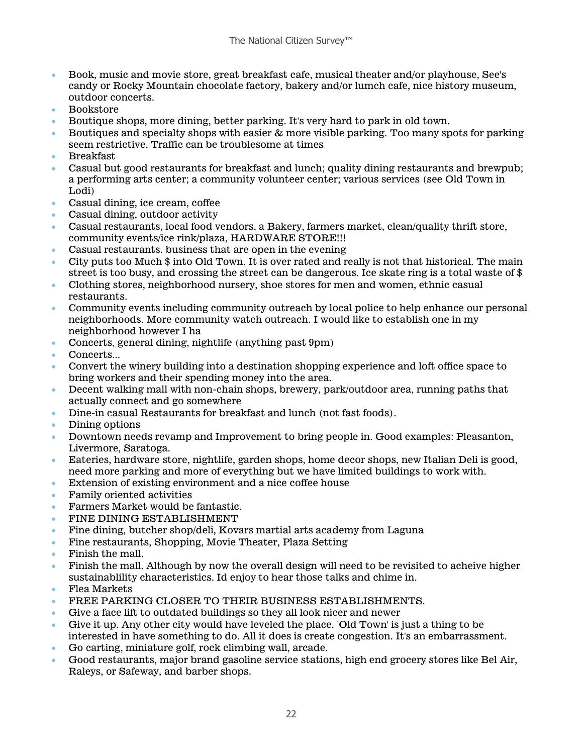- Book, music and movie store, great breakfast cafe, musical theater and/or playhouse, See's candy or Rocky Mountain chocolate factory, bakery and/or lumch cafe, nice history museum, outdoor concerts.
- Bookstore
- Boutique shops, more dining, better parking. It's very hard to park in old town.
- Boutiques and specialty shops with easier & more visible parking. Too many spots for parking seem restrictive. Traffic can be troublesome at times
- Breakfast
- Casual but good restaurants for breakfast and lunch; quality dining restaurants and brewpub; a performing arts center; a community volunteer center; various services (see Old Town in Lodi)
- Casual dining, ice cream, coffee
- Casual dining, outdoor activity
- Casual restaurants, local food vendors, a Bakery, farmers market, clean/quality thrift store, community events/ice rink/plaza, HARDWARE STORE!!!
- Casual restaurants. business that are open in the evening
- City puts too Much $ into Old Town. It is over rated and really is not that historical. The main street is too busy, and crossing the street can be dangerous. Ice skate ring is a total waste of $
- Clothing stores, neighborhood nursery, shoe stores for men and women, ethnic casual restaurants.
- Community events including community outreach by local police to help enhance our personal neighborhoods. More community watch outreach. I would like to establish one in my neighborhood however I ha
- Concerts, general dining, nightlife (anything past 9pm)
- Concerts...
- Convert the winery building into a destination shopping experience and loft office space to bring workers and their spending money into the area.
- Decent walking mall with non-chain shops, brewery, park/outdoor area, running paths that actually connect and go somewhere
- Dine-in casual Restaurants for breakfast and lunch (not fast foods).
- Dining options
- Downtown needs revamp and Improvement to bring people in. Good examples: Pleasanton, Livermore, Saratoga.
- Eateries, hardware store, nightlife, garden shops, home decor shops, new Italian Deli is good, need more parking and more of everything but we have limited buildings to work with.
- Extension of existing environment and a nice coffee house
- Family oriented activities
- Farmers Market would be fantastic.
- FINE DINING ESTABLISHMENT
- Fine dining, butcher shop/deli, Kovars martial arts academy from Laguna
- Fine restaurants, Shopping, Movie Theater, Plaza Setting
- Finish the mall.
- Finish the mall. Although by now the overall design will need to be revisited to acheive higher sustainablility characteristics. Id enjoy to hear those talks and chime in.
- Flea Markets
- FREE PARKING CLOSER TO THEIR BUSINESS ESTABLISHMENTS.
- Give a face lift to outdated buildings so they all look nicer and newer
- Give it up. Any other city would have leveled the place. 'Old Town' is just a thing to be interested in have something to do. All it does is create congestion. It's an embarrassment.
- Go carting, miniature golf, rock climbing wall, arcade.
- Good restaurants, major brand gasoline service stations, high end grocery stores like Bel Air, Raleys, or Safeway, and barber shops.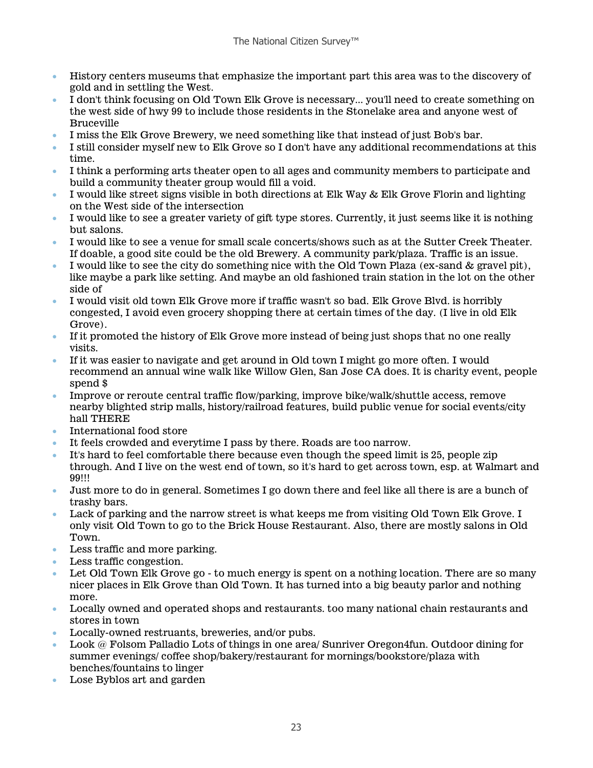- History centers museums that emphasize the important part this area was to the discovery of gold and in settling the West.
- I don't think focusing on Old Town Elk Grove is necessary... you'll need to create something on the west side of hwy 99 to include those residents in the Stonelake area and anyone west of Bruceville
- I miss the Elk Grove Brewery, we need something like that instead of just Bob's bar.
- I still consider myself new to Elk Grove so I don't have any additional recommendations at this time.
- I think a performing arts theater open to all ages and community members to participate and build a community theater group would fill a void.
- I would like street signs visible in both directions at Elk Way & Elk Grove Florin and lighting on the West side of the intersection
- I would like to see a greater variety of gift type stores. Currently, it just seems like it is nothing but salons.
- I would like to see a venue for small scale concerts/shows such as at the Sutter Creek Theater. If doable, a good site could be the old Brewery. A community park/plaza. Traffic is an issue.
- I would like to see the city do something nice with the Old Town Plaza (ex-sand & gravel pit), like maybe a park like setting. And maybe an old fashioned train station in the lot on the other side of
- I would visit old town Elk Grove more if traffic wasn't so bad. Elk Grove Blvd. is horribly congested, I avoid even grocery shopping there at certain times of the day. (I live in old Elk Grove).
- If it promoted the history of Elk Grove more instead of being just shops that no one really visits.
- If it was easier to navigate and get around in Old town I might go more often. I would recommend an annual wine walk like Willow Glen, San Jose CA does. It is charity event, people spend $
- Improve or reroute central traffic flow/parking, improve bike/walk/shuttle access, remove nearby blighted strip malls, history/railroad features, build public venue for social events/city hall THERE
- International food store
- It feels crowded and everytime I pass by there. Roads are too narrow.
- It's hard to feel comfortable there because even though the speed limit is 25, people zip through. And I live on the west end of town, so it's hard to get across town, esp. at Walmart and 99!!!
- Just more to do in general. Sometimes I go down there and feel like all there is are a bunch of trashy bars.
- Lack of parking and the narrow street is what keeps me from visiting Old Town Elk Grove. I only visit Old Town to go to the Brick House Restaurant. Also, there are mostly salons in Old Town.
- Less traffic and more parking.
- Less traffic congestion.
- Let Old Town Elk Grove go - to much energy is spent on a nothing location. There are so many nicer places in Elk Grove than Old Town. It has turned into a big beauty parlor and nothing more.
- Locally owned and operated shops and restaurants. too many national chain restaurants and stores in town
- Locally-owned restruants, breweries, and/or pubs.
- Look @ Folsom Palladio Lots of things in one area/ Sunriver Oregon4fun. Outdoor dining for summer evenings/ coffee shop/bakery/restaurant for mornings/bookstore/plaza with benches/fountains to linger
- Lose Byblos art and garden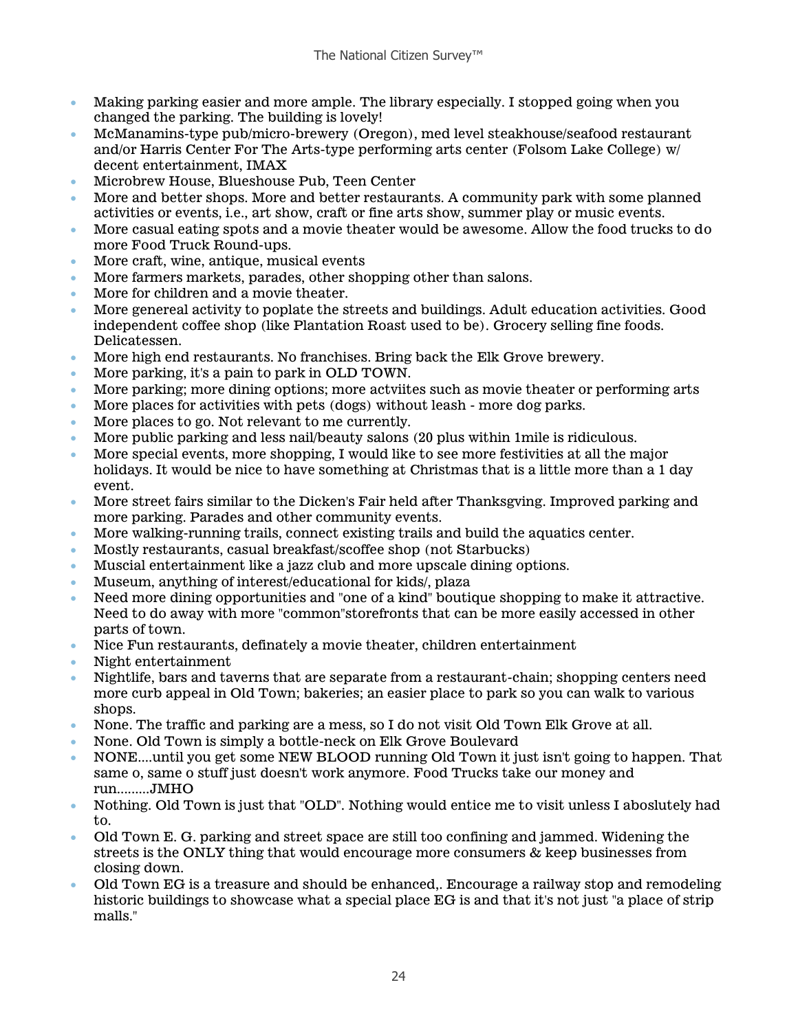- Making parking easier and more ample. The library especially. I stopped going when you changed the parking. The building is lovely!
- McManamins-type pub/micro-brewery (Oregon), med level steakhouse/seafood restaurant and/or Harris Center For The Arts-type performing arts center (Folsom Lake College) w/ decent entertainment, IMAX
- Microbrew House, Blueshouse Pub, Teen Center
- More and better shops. More and better restaurants. A community park with some planned activities or events, i.e., art show, craft or fine arts show, summer play or music events.
- More casual eating spots and a movie theater would be awesome. Allow the food trucks to do more Food Truck Round-ups.
- More craft, wine, antique, musical events
- More farmers markets, parades, other shopping other than salons.
- More for children and a movie theater.
- More genereal activity to poplate the streets and buildings. Adult education activities. Good independent coffee shop (like Plantation Roast used to be). Grocery selling fine foods. Delicatessen.
- More high end restaurants. No franchises. Bring back the Elk Grove brewery.
- More parking, it's a pain to park in OLD TOWN.
- More parking; more dining options; more actviites such as movie theater or performing arts
- More places for activities with pets (dogs) without leash - more dog parks.
- More places to go. Not relevant to me currently.
- More public parking and less nail/beauty salons (20 plus within 1mile is ridiculous.
- More special events, more shopping, I would like to see more festivities at all the major holidays. It would be nice to have something at Christmas that is a little more than a 1 day event.
- More street fairs similar to the Dicken's Fair held after Thanksgving. Improved parking and more parking. Parades and other community events.
- More walking-running trails, connect existing trails and build the aquatics center.
- Mostly restaurants, casual breakfast/scoffee shop (not Starbucks)
- Muscial entertainment like a jazz club and more upscale dining options.
- Museum, anything of interest/educational for kids/, plaza
- Need more dining opportunities and "one of a kind" boutique shopping to make it attractive. Need to do away with more "common"storefronts that can be more easily accessed in other parts of town.
- Nice Fun restaurants, definately a movie theater, children entertainment
- Night entertainment
- Nightlife, bars and taverns that are separate from a restaurant-chain; shopping centers need more curb appeal in Old Town; bakeries; an easier place to park so you can walk to various shops.
- None. The traffic and parking are a mess, so I do not visit Old Town Elk Grove at all.
- None. Old Town is simply a bottle-neck on Elk Grove Boulevard
- NONE....until you get some NEW BLOOD running Old Town it just isn't going to happen. That same o, same o stuff just doesn't work anymore. Food Trucks take our money and run.........JMHO
- Nothing. Old Town is just that "OLD". Nothing would entice me to visit unless I aboslutely had to.
- Old Town E. G. parking and street space are still too confining and jammed. Widening the streets is the ONLY thing that would encourage more consumers & keep businesses from closing down.
- Old Town EG is a treasure and should be enhanced,. Encourage a railway stop and remodeling historic buildings to showcase what a special place EG is and that it's not just "a place of strip malls."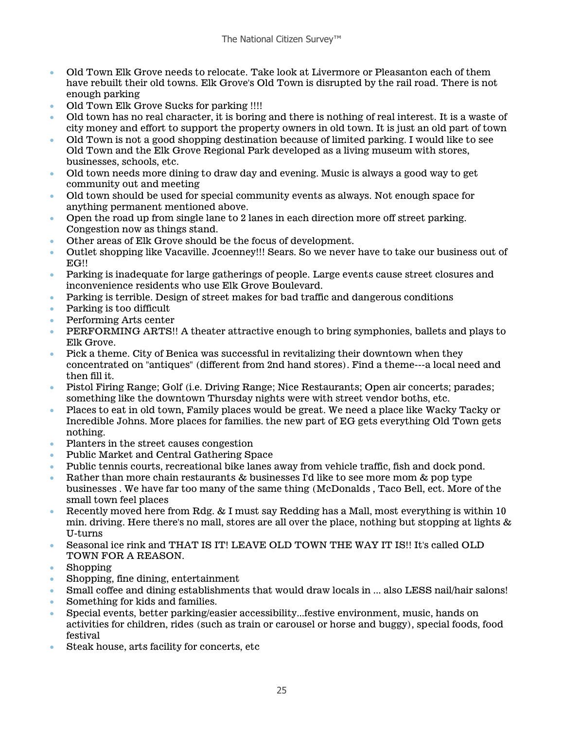- Old Town Elk Grove needs to relocate. Take look at Livermore or Pleasanton each of them have rebuilt their old towns. Elk Grove's Old Town is disrupted by the rail road. There is not enough parking
- Old Town Elk Grove Sucks for parking !!!!
- Old town has no real character, it is boring and there is nothing of real interest. It is a waste of city money and effort to support the property owners in old town. It is just an old part of town
- Old Town is not a good shopping destination because of limited parking. I would like to see Old Town and the Elk Grove Regional Park developed as a living museum with stores, businesses, schools, etc.
- Old town needs more dining to draw day and evening. Music is always a good way to get community out and meeting
- Old town should be used for special community events as always. Not enough space for anything permanent mentioned above.
- Open the road up from single lane to 2 lanes in each direction more off street parking. Congestion now as things stand.
- Other areas of Elk Grove should be the focus of development.
- Outlet shopping like Vacaville. Jcoenney!!! Sears. So we never have to take our business out of EG!!
- Parking is inadequate for large gatherings of people. Large events cause street closures and inconvenience residents who use Elk Grove Boulevard.
- Parking is terrible. Design of street makes for bad traffic and dangerous conditions
- Parking is too difficult
- Performing Arts center
- PERFORMING ARTS!! A theater attractive enough to bring symphonies, ballets and plays to Elk Grove.
- Pick a theme. City of Benica was successful in revitalizing their downtown when they concentrated on "antiques" (different from 2nd hand stores). Find a theme---a local need and then fill it.
- Pistol Firing Range; Golf (i.e. Driving Range; Nice Restaurants; Open air concerts; parades; something like the downtown Thursday nights were with street vendor boths, etc.
- Places to eat in old town, Family places would be great. We need a place like Wacky Tacky or Incredible Johns. More places for families. the new part of EG gets everything Old Town gets nothing.
- Planters in the street causes congestion
- Public Market and Central Gathering Space
- Public tennis courts, recreational bike lanes away from vehicle traffic, fish and dock pond.
- Rather than more chain restaurants & businesses I'd like to see more mom & pop type businesses . We have far too many of the same thing (McDonalds , Taco Bell, ect. More of the small town feel places
- Recently moved here from Rdg. & I must say Redding has a Mall, most everything is within 10 min. driving. Here there's no mall, stores are all over the place, nothing but stopping at lights & U-turns
- Seasonal ice rink and THAT IS IT! LEAVE OLD TOWN THE WAY IT IS!! It's called OLD TOWN FOR A REASON.
- Shopping
- Shopping, fine dining, entertainment
- Small coffee and dining establishments that would draw locals in ... also LESS nail/hair salons!
- Something for kids and families.
- Special events, better parking/easier accessibility...festive environment, music, hands on activities for children, rides (such as train or carousel or horse and buggy), special foods, food festival
- Steak house, arts facility for concerts, etc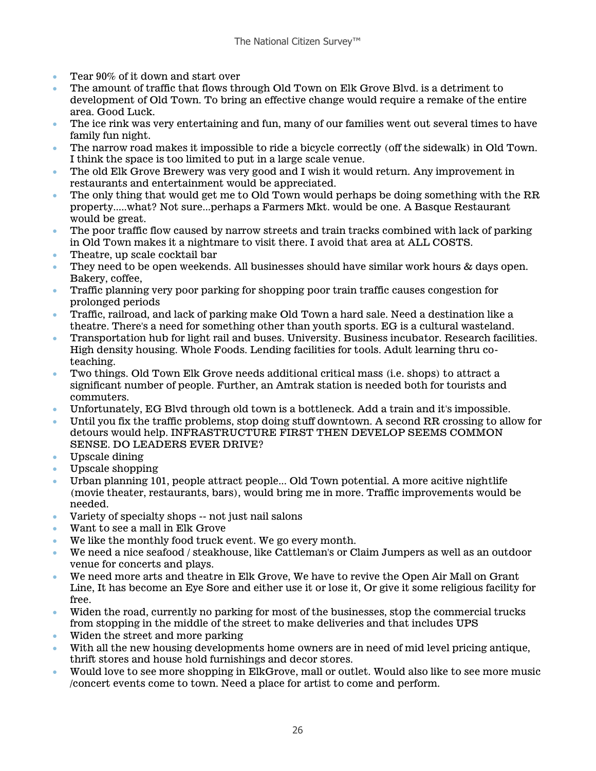- Tear 90% of it down and start over
- The amount of traffic that flows through Old Town on Elk Grove Blvd. is a detriment to development of Old Town. To bring an effective change would require a remake of the entire area. Good Luck.
- The ice rink was very entertaining and fun, many of our families went out several times to have family fun night.
- The narrow road makes it impossible to ride a bicycle correctly (off the sidewalk) in Old Town. I think the space is too limited to put in a large scale venue.
- The old Elk Grove Brewery was very good and I wish it would return. Any improvement in restaurants and entertainment would be appreciated.
- The only thing that would get me to Old Town would perhaps be doing something with the RR property.....what? Not sure...perhaps a Farmers Mkt. would be one. A Basque Restaurant would be great.
- The poor traffic flow caused by narrow streets and train tracks combined with lack of parking in Old Town makes it a nightmare to visit there. I avoid that area at ALL COSTS.
- Theatre, up scale cocktail bar
- They need to be open weekends. All businesses should have similar work hours & days open. Bakery, coffee,
- Traffic planning very poor parking for shopping poor train traffic causes congestion for prolonged periods
- Traffic, railroad, and lack of parking make Old Town a hard sale. Need a destination like a theatre. There's a need for something other than youth sports. EG is a cultural wasteland.
- Transportation hub for light rail and buses. University. Business incubator. Research facilities. High density housing. Whole Foods. Lending facilities for tools. Adult learning thru co-teaching.
- Two things. Old Town Elk Grove needs additional critical mass (i.e. shops) to attract a significant number of people. Further, an Amtrak station is needed both for tourists and commuters.
- Unfortunately, EG Blvd through old town is a bottleneck. Add a train and it's impossible.
- Until you fix the traffic problems, stop doing stuff downtown. A second RR crossing to allow for detours would help. INFRASTRUCTURE FIRST THEN DEVELOP SEEMS COMMON SENSE. DO LEADERS EVER DRIVE?
- Upscale dining
- Upscale shopping
- Urban planning 101, people attract people... Old Town potential. A more acitive nightlife (movie theater, restaurants, bars), would bring me in more. Traffic improvements would be needed.
- Variety of specialty shops -- not just nail salons
- Want to see a mall in Elk Grove
- We like the monthly food truck event. We go every month.
- We need a nice seafood / steakhouse, like Cattleman's or Claim Jumpers as well as an outdoor venue for concerts and plays.
- We need more arts and theatre in Elk Grove, We have to revive the Open Air Mall on Grant Line, It has become an Eye Sore and either use it or lose it, Or give it some religious facility for free.
- Widen the road, currently no parking for most of the businesses, stop the commercial trucks from stopping in the middle of the street to make deliveries and that includes UPS
- Widen the street and more parking
- With all the new housing developments home owners are in need of mid level pricing antique, thrift stores and house hold furnishings and decor stores.
- Would love to see more shopping in ElkGrove, mall or outlet. Would also like to see more music /concert events come to town. Need a place for artist to come and perform.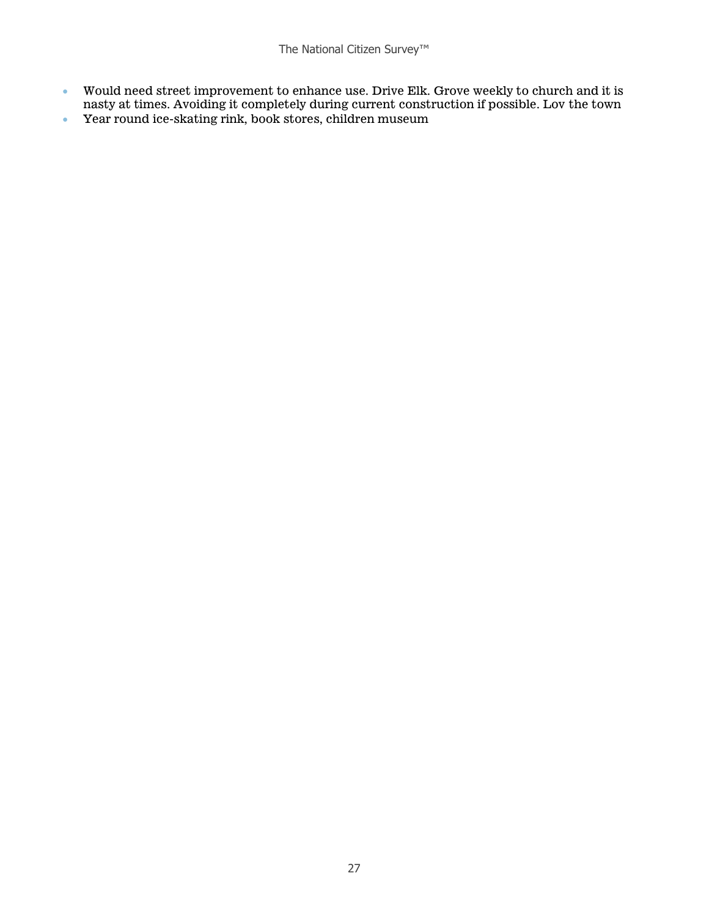- Would need street improvement to enhance use. Drive Elk. Grove weekly to church and it is nasty at times. Avoiding it completely during current construction if possible. Lov the town
- Year round ice-skating rink, book stores, children museum